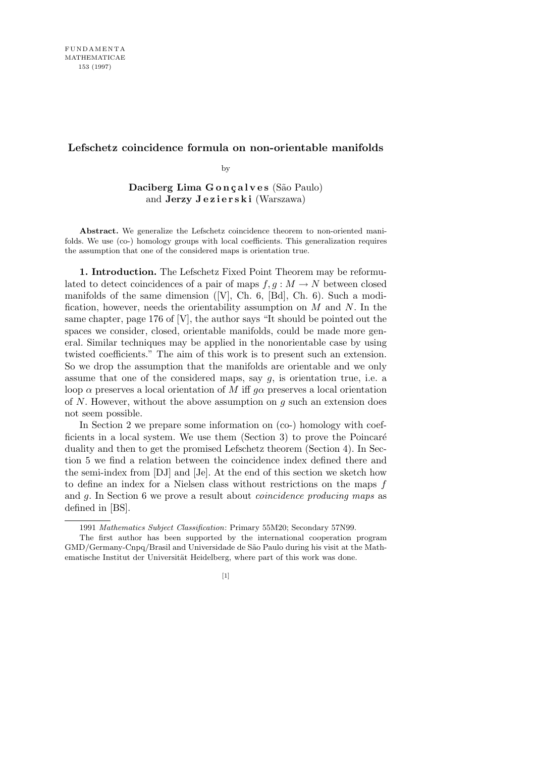# Lefschetz coincidence formula on non-orientable manifolds

by

**Daciberg Lima Gonçalves** (São Paulo) and **Jerzy Jezierski** (Warszawa)

**Abstract.** We generalize the Lefschetz coincidence theorem to non-oriented manifolds. We use (co-) homology groups with local coefficients. This generalization requires the assumption that one of the considered maps is orientation true.

**1. Introduction.** The Lefschetz Fixed Point Theorem may be reformulated to detect coincidences of a pair of maps $f, g : M \to N$ between closed manifolds of the same dimension ([V], Ch. 6, [Bd], Ch. 6). Such a modification, however, needs the orientability assumption on $M$ and $N$. In the same chapter, page 176 of [V], the author says "It should be pointed out the spaces we consider, closed, orientable manifolds, could be made more general. Similar techniques may be applied in the nonorientable case by using twisted coefficients." The aim of this work is to present such an extension. So we drop the assumption that the manifolds are orientable and we only assume that one of the considered maps, say $g$, is orientation true, i.e. a loop $\alpha$ preserves a local orientation of $M$ iff $g\alpha$ preserves a local orientation of $N$. However, without the above assumption on $g$ such an extension does not seem possible.

In Section 2 we prepare some information on (co-) homology with coefficients in a local system. We use them (Section 3) to prove the Poincaré duality and then to get the promised Lefschetz theorem (Section 4). In Section 5 we find a relation between the coincidence index defined there and the semi-index from [DJ] and [Je]. At the end of this section we sketch how to define an index for a Nielsen class without restrictions on the maps $f$ and $g$. In Section 6 we prove a result about *coincidence producing maps* as defined in [BS].

---

1991 *Mathematics Subject Classification*: Primary 55M20; Secondary 57N99.

The first author has been supported by the international cooperation program GMD/Germany-Cnpq/Brasil and Universidade de São Paulo during his visit at the Mathematische Institut der Universität Heidelberg, where part of this work was done.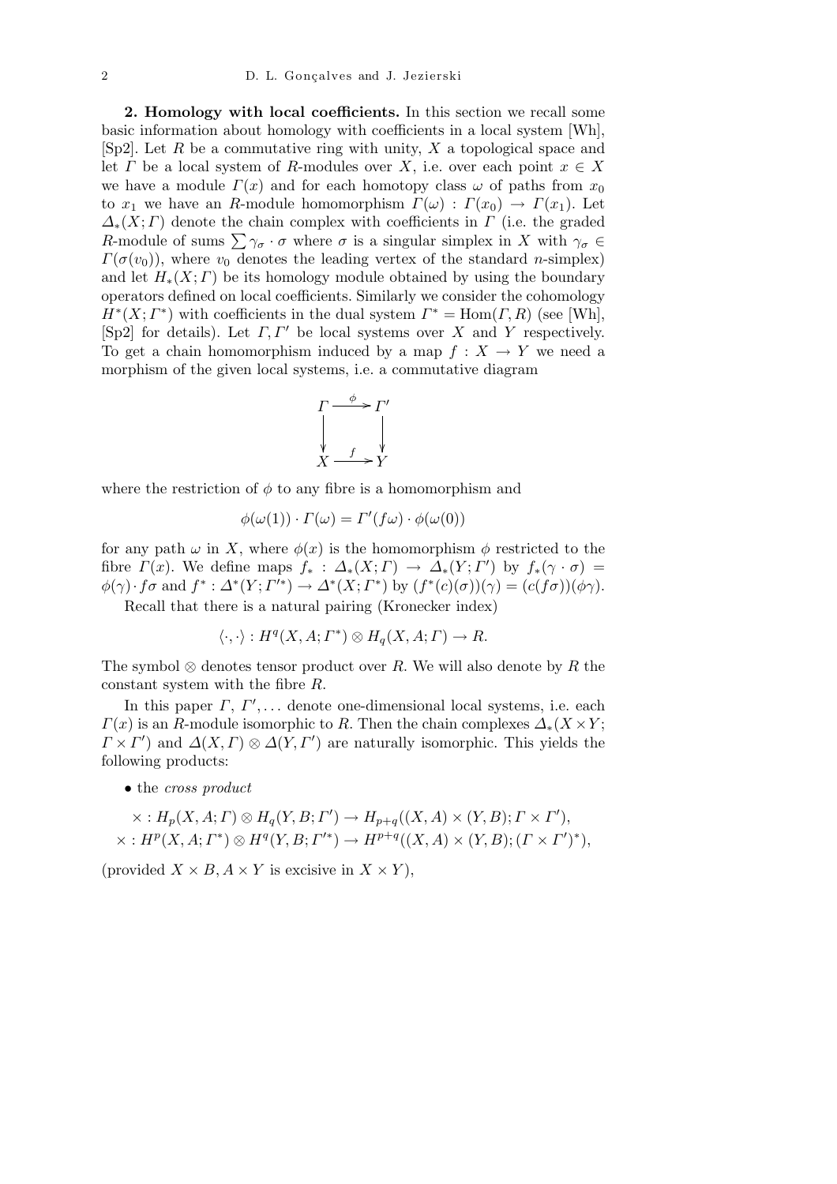**2. Homology with local coefficients.** In this section we recall some basic information about homology with coefficients in a local system [Wh], [Sp2]. Let $R$ be a commutative ring with unity, $X$ a topological space and let $\Gamma$ be a local system of $R$-modules over $X$, i.e. over each point $x \in X$ we have a module $\Gamma(x)$ and for each homotopy class $\omega$ of paths from $x_0$ to $x_1$ we have an $R$-module homomorphism $\Gamma(\omega) : \Gamma(x_0) \to \Gamma(x_1)$. Let $\Delta_*(X;\Gamma)$ denote the chain complex with coefficients in $\Gamma$ (i.e. the graded $R$-module of sums $\sum \gamma_\sigma \cdot \sigma$ where $\sigma$ is a singular simplex in $X$ with $\gamma_\sigma \in \Gamma(\sigma(v_0))$, where $v_0$ denotes the leading vertex of the standard $n$-simplex) and let $H_*(X;\Gamma)$ be its homology module obtained by using the boundary operators defined on local coefficients. Similarly we consider the cohomology $H^*(X;\Gamma^*)$ with coefficients in the dual system $\Gamma^* = \mathrm{Hom}(\Gamma, R)$ (see [Wh], [Sp2] for details). Let $\Gamma, \Gamma'$ be local systems over $X$ and $Y$ respectively. To get a chain homomorphism induced by a map $f : X \to Y$ we need a morphism of the given local systems, i.e. a commutative diagram

$$\begin{array}{ccc} \Gamma & \xrightarrow{\phi} & \Gamma' \\ \downarrow & & \downarrow \\ X & \xrightarrow{f} & Y \end{array}$$

where the restriction of $\phi$ to any fibre is a homomorphism and

$$\phi(\omega(1)) \cdot \Gamma(\omega) = \Gamma'(f\omega) \cdot \phi(\omega(0))$$

for any path $\omega$ in $X$, where $\phi(x)$ is the homomorphism $\phi$ restricted to the fibre $\Gamma(x)$. We define maps $f_* : \Delta_*(X;\Gamma) \to \Delta_*(Y;\Gamma')$ by $f_*(\gamma \cdot \sigma) = \phi(\gamma) \cdot f\sigma$ and $f^* : \Delta^*(Y;\Gamma'^*) \to \Delta^*(X;\Gamma^*)$ by $(f^*(c)(\sigma))(\gamma) = (c(f\sigma))(\phi\gamma)$.

Recall that there is a natural pairing (Kronecker index)

$$\langle \cdot, \cdot \rangle : H^q(X, A; \Gamma^*) \otimes H_q(X, A; \Gamma) \to R.$$

The symbol $\otimes$ denotes tensor product over $R$. We will also denote by $R$ the constant system with the fibre $R$.

In this paper $\Gamma$, $\Gamma'$, ... denote one-dimensional local systems, i.e. each $\Gamma(x)$ is an $R$-module isomorphic to $R$. Then the chain complexes $\Delta_*(X \times Y; \Gamma \times \Gamma')$ and $\Delta(X, \Gamma) \otimes \Delta(Y, \Gamma')$ are naturally isomorphic. This yields the following products:

- the *cross product*

$$\times : H_p(X, A; \Gamma) \otimes H_q(Y, B; \Gamma') \to H_{p+q}((X, A) \times (Y, B); \Gamma \times \Gamma'),$$
$$\times : H^p(X, A; \Gamma^*) \otimes H^q(Y, B; \Gamma'^*) \to H^{p+q}((X, A) \times (Y, B); (\Gamma \times \Gamma')^*),$$

(provided $X \times B, A \times Y$ is excisive in $X \times Y$),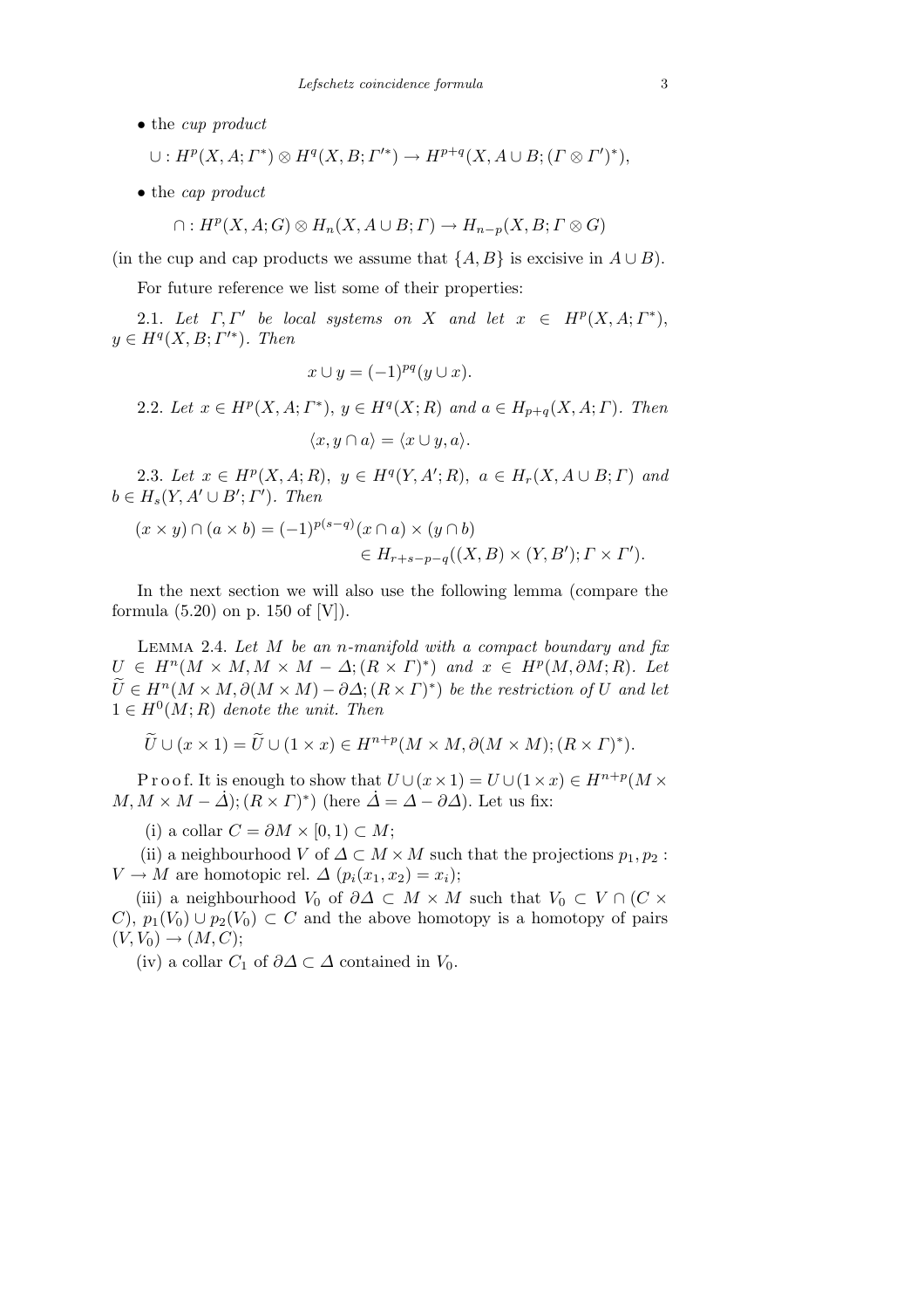- the *cup product*

$$\cup : H^p(X, A; \Gamma^*) \otimes H^q(X, B; \Gamma'^*) \to H^{p+q}(X, A \cup B; (\Gamma \otimes \Gamma')^*),$$

- the *cap product*

$$\cap : H^p(X, A; G) \otimes H_n(X, A \cup B; \Gamma) \to H_{n-p}(X, B; \Gamma \otimes G)$$

(in the cup and cap products we assume that $\{A, B\}$ is excisive in $A \cup B$).

For future reference we list some of their properties:

2.1. *Let $\Gamma, \Gamma'$ be local systems on $X$ and let $x \in H^p(X, A; \Gamma^*)$, $y \in H^q(X, B; \Gamma'^*)$. Then*

$$x \cup y = (-1)^{pq}(y \cup x).$$

2.2. *Let $x \in H^p(X, A; \Gamma^*)$, $y \in H^q(X; R)$ and $a \in H_{p+q}(X, A; \Gamma)$. Then*

$$\langle x, y \cap a \rangle = \langle x \cup y, a \rangle.$$

2.3. *Let $x \in H^p(X, A; R)$, $y \in H^q(Y, A'; R)$, $a \in H_r(X, A \cup B; \Gamma)$ and $b \in H_s(Y, A' \cup B'; \Gamma')$. Then*

$$(x \times y) \cap (a \times b) = (-1)^{p(s-q)}(x \cap a) \times (y \cap b) \in H_{r+s-p-q}((X, B) \times (Y, B'); \Gamma \times \Gamma').$$

In the next section we will also use the following lemma (compare the formula (5.20) on p. 150 of [V]).

**Lemma 2.4.** *Let $M$ be an $n$-manifold with a compact boundary and fix $U \in H^n(M \times M, M \times M - \Delta; (R \times \Gamma)^*)$ and $x \in H^p(M, \partial M; R)$. Let $\widetilde{U} \in H^n(M \times M, \partial(M \times M) - \partial\Delta; (R \times \Gamma)^*)$ be the restriction of $U$ and let $1 \in H^0(M; R)$ denote the unit. Then*

$$\widetilde{U} \cup (x \times 1) = \widetilde{U} \cup (1 \times x) \in H^{n+p}(M \times M, \partial(M \times M); (R \times \Gamma)^*).$$

Proof. It is enough to show that $U \cup (x \times 1) = U \cup (1 \times x) \in H^{n+p}(M \times M, M \times M - \dot{\Delta}); (R \times \Gamma)^*)$ (here $\dot{\Delta} = \Delta - \partial\Delta$). Let us fix:

(i) a collar $C = \partial M \times [0, 1) \subset M$;

(ii) a neighbourhood $V$ of $\Delta \subset M \times M$ such that the projections $p_1, p_2 : V \to M$ are homotopic rel. $\Delta$ ($p_i(x_1, x_2) = x_i$);

(iii) a neighbourhood $V_0$ of $\partial\Delta \subset M \times M$ such that $V_0 \subset V \cap (C \times C)$, $p_1(V_0) \cup p_2(V_0) \subset C$ and the above homotopy is a homotopy of pairs $(V, V_0) \to (M, C)$;

(iv) a collar $C_1$ of $\partial\Delta \subset \Delta$ contained in $V_0$.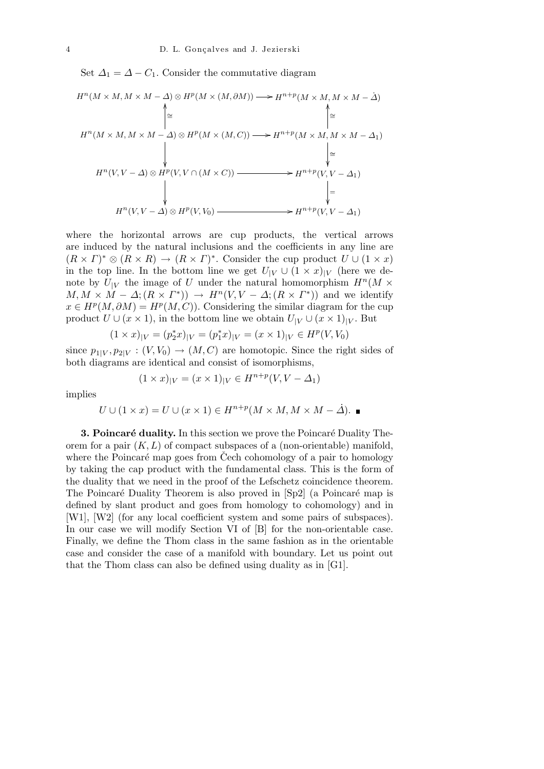Set $\Delta_1 = \Delta - C_1$. Consider the commutative diagram

$$\begin{array}{ccc}
H^n(M\times M, M\times M-\Delta)\otimes H^p(M\times(M,\partial M)) & \longrightarrow & H^{n+p}(M\times M, M\times M-\dot{\Delta}) \\
\uparrow\cong & & \uparrow\cong \\
H^n(M\times M, M\times M-\Delta)\otimes H^p(M\times(M,C)) & \longrightarrow & H^{n+p}(M\times M, M\times M-\Delta_1) \\
\downarrow & & \downarrow\cong \\
H^n(V, V-\Delta)\otimes H^p(V, V\cap(M\times C)) & \longrightarrow & H^{n+p}(V, V-\Delta_1) \\
\downarrow & & \downarrow = \\
H^n(V, V-\Delta)\otimes H^p(V, V_0) & \longrightarrow & H^{n+p}(V, V-\Delta_1)
\end{array}$$

where the horizontal arrows are cup products, the vertical arrows are induced by the natural inclusions and the coefficients in any line are $(R\times\Gamma)^*\otimes(R\times R)\to(R\times\Gamma)^*$. Consider the cup product $U\cup(1\times x)$ in the top line. In the bottom line we get $U_{|V}\cup(1\times x)_{|V}$ (here we denote by $U_{|V}$ the image of $U$ under the natural homomorphism $H^n(M\times M, M\times M-\Delta;(R\times\Gamma^*))\to H^n(V,V-\Delta;(R\times\Gamma^*))$ and we identify $x\in H^p(M,\partial M)=H^p(M,C)$). Considering the similar diagram for the cup product $U\cup(x\times 1)$, in the bottom line we obtain $U_{|V}\cup(x\times 1)_{|V}$. But

$$(1\times x)_{|V} = (p_2^*x)_{|V} = (p_1^*x)_{|V} = (x\times 1)_{|V}\in H^p(V,V_0)$$

since $p_{1|V}, p_{2|V} : (V,V_0)\to(M,C)$ are homotopic. Since the right sides of both diagrams are identical and consist of isomorphisms,

$$(1\times x)_{|V} = (x\times 1)_{|V}\in H^{n+p}(V, V-\Delta_1)$$

implies

$$U\cup(1\times x) = U\cup(x\times 1)\in H^{n+p}(M\times M, M\times M-\dot{\Delta}). \ \blacksquare$$

**3. Poincaré duality.** In this section we prove the Poincaré Duality Theorem for a pair $(K,L)$ of compact subspaces of a (non-orientable) manifold, where the Poincaré map goes from Čech cohomology of a pair to homology by taking the cap product with the fundamental class. This is the form of the duality that we need in the proof of the Lefschetz coincidence theorem. The Poincaré Duality Theorem is also proved in [Sp2] (a Poincaré map is defined by slant product and goes from homology to cohomology) and in [W1], [W2] (for any local coefficient system and some pairs of subspaces). In our case we will modify Section VI of [B] for the non-orientable case. Finally, we define the Thom class in the same fashion as in the orientable case and consider the case of a manifold with boundary. Let us point out that the Thom class can also be defined using duality as in [G1].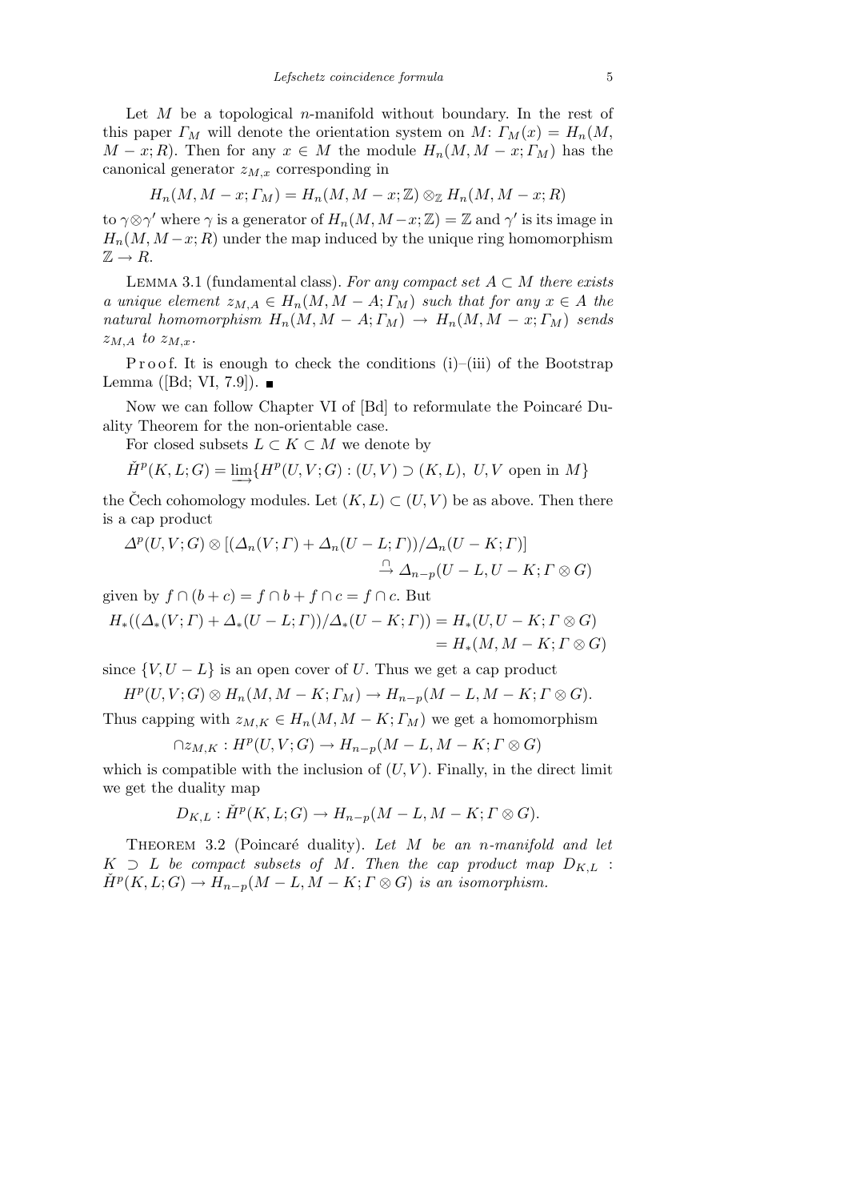Let $M$ be a topological $n$-manifold without boundary. In the rest of this paper $\varGamma_M$ will denote the orientation system on $M$: $\varGamma_M(x) = H_n(M, M - x; R)$. Then for any $x \in M$ the module $H_n(M, M-x; \varGamma_M)$ has the canonical generator $z_{M,x}$ corresponding in

$$H_n(M, M-x; \varGamma_M) = H_n(M, M-x; \mathbb{Z}) \otimes_{\mathbb{Z}} H_n(M, M-x; R)$$

to $\gamma \otimes \gamma'$ where $\gamma$ is a generator of $H_n(M, M-x; \mathbb{Z}) = \mathbb{Z}$ and $\gamma'$ is its image in $H_n(M, M-x; R)$ under the map induced by the unique ring homomorphism $\mathbb{Z} \to R$.

Lemma 3.1 (fundamental class). *For any compact set $A \subset M$ there exists a unique element $z_{M,A} \in H_n(M, M-A; \varGamma_M)$ such that for any $x \in A$ the natural homomorphism $H_n(M, M-A; \varGamma_M) \to H_n(M, M-x; \varGamma_M)$ sends $z_{M,A}$ to $z_{M,x}$.*

Proof. It is enough to check the conditions (i)–(iii) of the Bootstrap Lemma ([Bd; VI, 7.9]). ∎

Now we can follow Chapter VI of [Bd] to reformulate the Poincaré Duality Theorem for the non-orientable case.

For closed subsets $L \subset K \subset M$ we denote by

$$\check{H}^p(K, L; G) = \varinjlim \{H^p(U, V; G) : (U, V) \supset (K, L),\ U, V \text{ open in } M\}$$

the Čech cohomology modules. Let $(K, L) \subset (U, V)$ be as above. Then there is a cap product

$$\varDelta^p(U, V; G) \otimes [(\varDelta_n(V; \varGamma) + \varDelta_n(U-L; \varGamma))/\varDelta_n(U-K; \varGamma)] \xrightarrow{\cap} \varDelta_{n-p}(U-L, U-K; \varGamma \otimes G)$$

given by $f \cap (b + c) = f \cap b + f \cap c = f \cap c$. But

$$H_*((\varDelta_*(V; \varGamma) + \varDelta_*(U-L; \varGamma))/\varDelta_*(U-K; \varGamma)) = H_*(U, U-K; \varGamma \otimes G) = H_*(M, M-K; \varGamma \otimes G)$$

since $\{V, U-L\}$ is an open cover of $U$. Thus we get a cap product

$$H^p(U, V; G) \otimes H_n(M, M-K; \varGamma_M) \to H_{n-p}(M-L, M-K; \varGamma \otimes G).$$

Thus capping with $z_{M,K} \in H_n(M, M-K; \varGamma_M)$ we get a homomorphism

$$\cap z_{M,K} : H^p(U, V; G) \to H_{n-p}(M-L, M-K; \varGamma \otimes G)$$

which is compatible with the inclusion of $(U, V)$. Finally, in the direct limit we get the duality map

$$D_{K,L} : \check{H}^p(K, L; G) \to H_{n-p}(M-L, M-K; \varGamma \otimes G).$$

Theorem 3.2 (Poincaré duality). *Let $M$ be an $n$-manifold and let $K \supset L$ be compact subsets of $M$. Then the cap product map $D_{K,L} : \check{H}^p(K, L; G) \to H_{n-p}(M-L, M-K; \varGamma \otimes G)$ is an isomorphism.*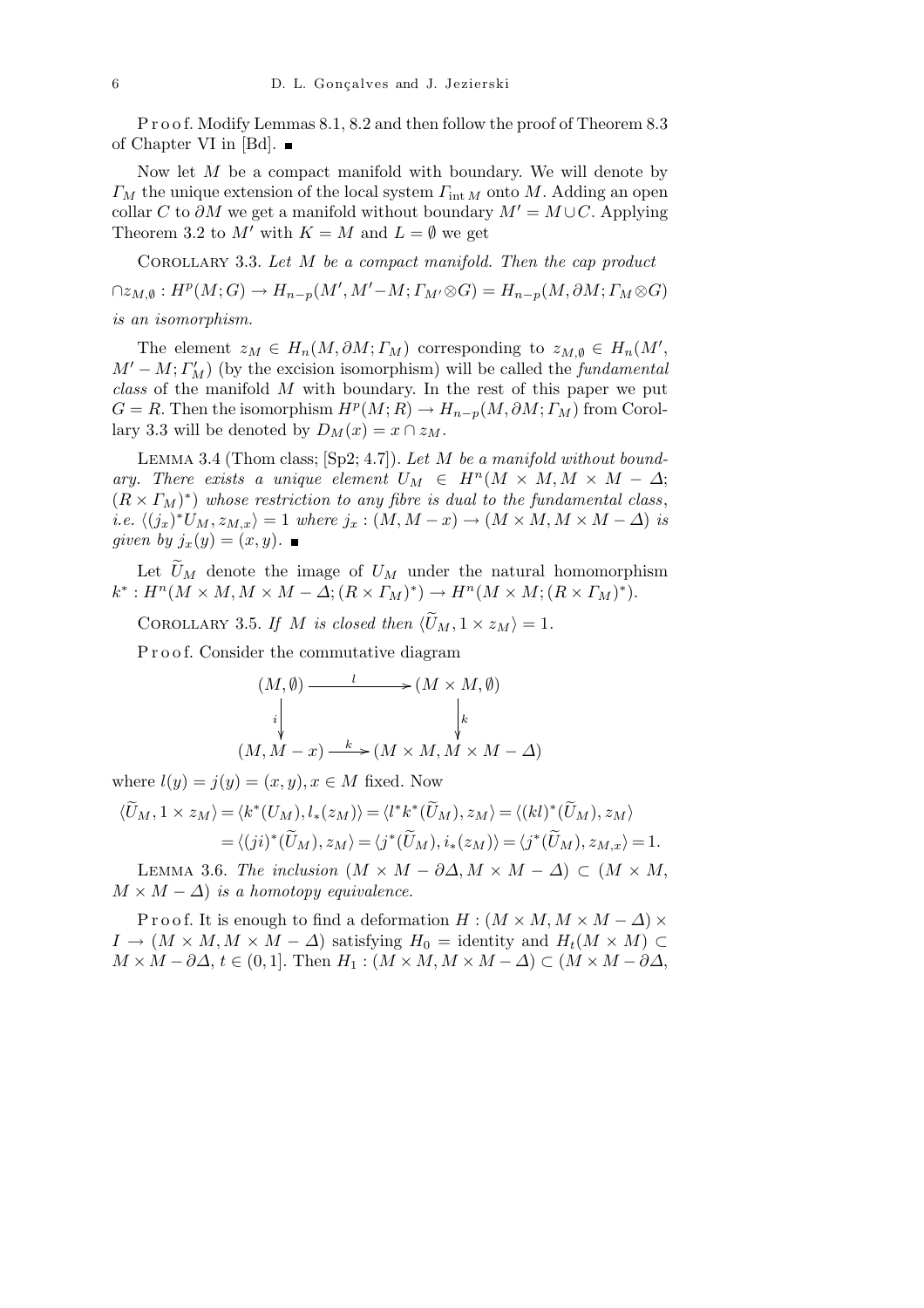Proof. Modify Lemmas 8.1, 8.2 and then follow the proof of Theorem 8.3 of Chapter VI in [Bd]. ■

Now let $M$ be a compact manifold with boundary. We will denote by $\Gamma_M$ the unique extension of the local system $\Gamma_{\mathrm{int}\, M}$ onto $M$. Adding an open collar $C$ to $\partial M$ we get a manifold without boundary $M' = M \cup C$. Applying Theorem 3.2 to $M'$ with $K = M$ and $L = \emptyset$ we get

Corollary 3.3. *Let $M$ be a compact manifold. Then the cap product*

$$\cap z_{M,\emptyset} : H^p(M;G) \to H_{n-p}(M', M'-M; \Gamma_{M'} \otimes G) = H_{n-p}(M, \partial M; \Gamma_M \otimes G)$$

*is an isomorphism.*

The element $z_M \in H_n(M, \partial M; \Gamma_M)$ corresponding to $z_{M,\emptyset} \in H_n(M', M' - M; \Gamma'_M)$ (by the excision isomorphism) will be called the *fundamental class* of the manifold $M$ with boundary. In the rest of this paper we put $G = R$. Then the isomorphism $H^p(M;R) \to H_{n-p}(M, \partial M; \Gamma_M)$ from Corollary 3.3 will be denoted by $D_M(x) = x \cap z_M$.

Lemma 3.4 (Thom class; [Sp2; 4.7]). *Let $M$ be a manifold without boundary. There exists a unique element $U_M \in H^n(M \times M, M \times M - \Delta; (R \times \Gamma_M)^*)$ whose restriction to any fibre is dual to the fundamental class, i.e. $\langle (j_x)^* U_M, z_{M,x}\rangle = 1$ where $j_x : (M, M - x) \to (M \times M, M \times M - \Delta)$ is given by $j_x(y) = (x, y)$.* ■

Let $\widetilde{U}_M$ denote the image of $U_M$ under the natural homomorphism $k^* : H^n(M \times M, M \times M - \Delta; (R \times \Gamma_M)^*) \to H^n(M \times M; (R \times \Gamma_M)^*)$.

Corollary 3.5. *If $M$ is closed then $\langle \widetilde{U}_M, 1 \times z_M\rangle = 1$.*

Proof. Consider the commutative diagram

$$\begin{array}{ccc}
(M, \emptyset) & \xrightarrow{\ l\ } & (M \times M, \emptyset) \\
\Big\downarrow{\scriptstyle i} & & \Big\downarrow{\scriptstyle k} \\
(M, M - x) & \xrightarrow{\ k\ } & (M \times M, M \times M - \Delta)
\end{array}$$

where $l(y) = j(y) = (x, y)$, $x \in M$ fixed. Now

$$\begin{aligned}
\langle \widetilde{U}_M, 1 \times z_M\rangle &= \langle k^*(U_M), l_*(z_M)\rangle = \langle l^* k^*(\widetilde{U}_M), z_M\rangle = \langle (kl)^*(\widetilde{U}_M), z_M\rangle \\
&= \langle (ji)^*(\widetilde{U}_M), z_M\rangle = \langle j^*(\widetilde{U}_M), i_*(z_M)\rangle = \langle j^*(\widetilde{U}_M), z_{M,x}\rangle = 1.
\end{aligned}$$

Lemma 3.6. *The inclusion $(M \times M - \partial\Delta, M \times M - \Delta) \subset (M \times M, M \times M - \Delta)$ is a homotopy equivalence.*

Proof. It is enough to find a deformation $H : (M \times M, M \times M - \Delta) \times I \to (M \times M, M \times M - \Delta)$ satisfying $H_0 =$ identity and $H_t(M \times M) \subset M \times M - \partial\Delta$, $t \in (0, 1]$. Then $H_1 : (M \times M, M \times M - \Delta) \subset (M \times M - \partial\Delta,$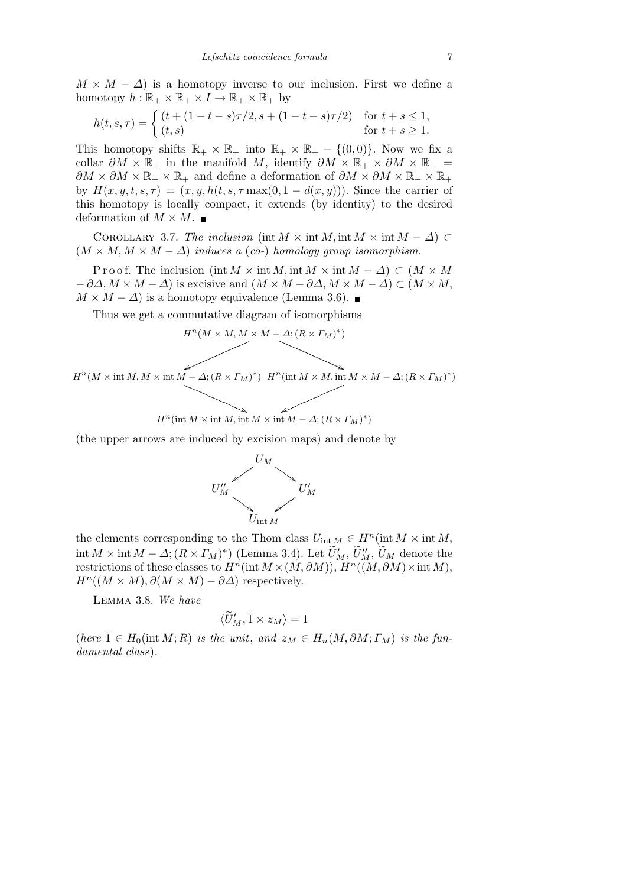$M \times M - \Delta$) is a homotopy inverse to our inclusion. First we define a homotopy $h : \mathbb{R}_+ \times \mathbb{R}_+ \times I \to \mathbb{R}_+ \times \mathbb{R}_+$ by

$$h(t,s,\tau) = \begin{cases} (t + (1-t-s)\tau/2, s + (1-t-s)\tau/2) & \text{for } t+s \le 1, \\ (t,s) & \text{for } t+s \ge 1. \end{cases}$$

This homotopy shifts $\mathbb{R}_+ \times \mathbb{R}_+$ into $\mathbb{R}_+ \times \mathbb{R}_+ - \{(0,0)\}$. Now we fix a collar $\partial M \times \mathbb{R}_+$ in the manifold $M$, identify $\partial M \times \mathbb{R}_+ \times \partial M \times \mathbb{R}_+ = \partial M \times \partial M \times \mathbb{R}_+ \times \mathbb{R}_+$ and define a deformation of $\partial M \times \partial M \times \mathbb{R}_+ \times \mathbb{R}_+$ by $H(x,y,t,s,\tau) = (x,y,h(t,s,\tau \max(0, 1 - d(x,y)))$. Since the carrier of this homotopy is locally compact, it extends (by identity) to the desired deformation of $M \times M$. ∎

Corollary 3.7. *The inclusion* $(\operatorname{int} M \times \operatorname{int} M, \operatorname{int} M \times \operatorname{int} M - \Delta) \subset (M \times M, M \times M - \Delta)$ *induces a* (*co-*) *homology group isomorphism.*

Proof. The inclusion $(\operatorname{int} M \times \operatorname{int} M, \operatorname{int} M \times \operatorname{int} M - \Delta) \subset (M \times M - \partial\Delta, M \times M - \Delta)$ is excisive and $(M \times M - \partial\Delta, M \times M - \Delta) \subset (M \times M, M \times M - \Delta)$ is a homotopy equivalence (Lemma 3.6). ∎

Thus we get a commutative diagram of isomorphisms

$$\begin{array}{ccc} & H^n(M \times M, M \times M - \Delta; (R \times \Gamma_M)^*) & \\ \swarrow & & \searrow \\ H^n(M \times \operatorname{int} M, M \times \operatorname{int} M - \Delta; (R \times \Gamma_M)^*) & & H^n(\operatorname{int} M \times M, \operatorname{int} M \times M - \Delta; (R \times \Gamma_M)^*) \\ \searrow & & \swarrow \\ & H^n(\operatorname{int} M \times \operatorname{int} M, \operatorname{int} M \times \operatorname{int} M - \Delta; (R \times \Gamma_M)^*) & \end{array}$$

(the upper arrows are induced by excision maps) and denote by

$$\begin{array}{ccc} & U_M & \\ \swarrow & & \searrow \\ U''_M & & U'_M \\ \searrow & & \swarrow \\ & U_{\operatorname{int} M} & \end{array}$$

the elements corresponding to the Thom class $U_{\operatorname{int} M} \in H^n(\operatorname{int} M \times \operatorname{int} M, \operatorname{int} M \times \operatorname{int} M - \Delta; (R \times \Gamma_M)^*)$ (Lemma 3.4). Let $\widetilde{U}'_M, \widetilde{U}''_M, \widetilde{U}_M$ denote the restrictions of these classes to $H^n(\operatorname{int} M \times (M, \partial M))$, $H^n((M, \partial M) \times \operatorname{int} M)$, $H^n((M \times M), \partial(M \times M) - \partial\Delta)$ respectively.

Lemma 3.8. *We have*

$$\langle \widetilde{U}'_M, \overline{1} \times z_M \rangle = 1$$

(*here* $\overline{1} \in H_0(\operatorname{int} M; R)$ *is the unit, and* $z_M \in H_n(M, \partial M; \Gamma_M)$ *is the fundamental class*).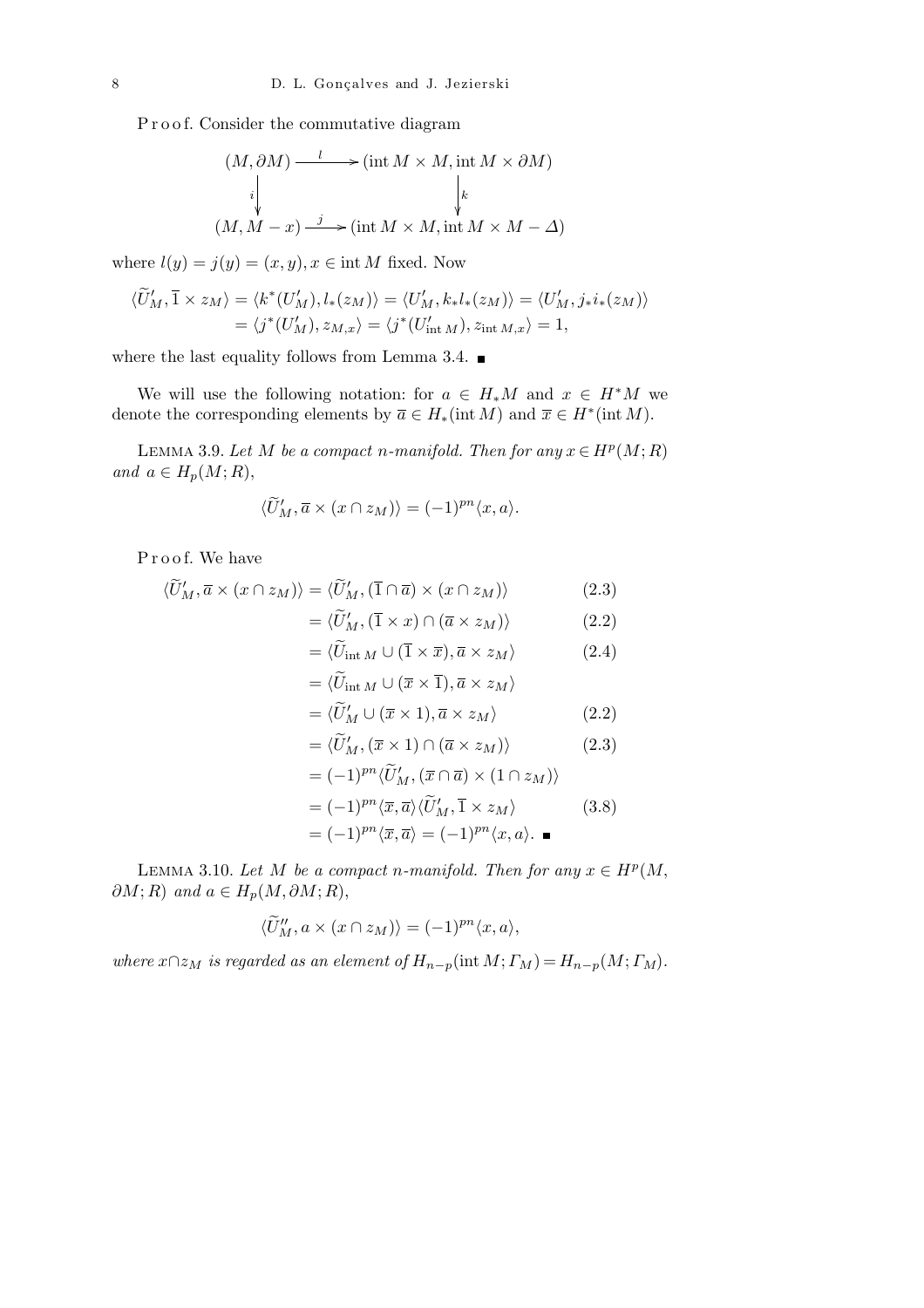P r o o f. Consider the commutative diagram

$$\begin{array}{ccc}
(M, \partial M) & \xrightarrow{\ l\ } & (\operatorname{int} M \times M, \operatorname{int} M \times \partial M) \\
\Big\downarrow{\scriptstyle i} & & \Big\downarrow{\scriptstyle k} \\
(M, M - x) & \xrightarrow{\ j\ } & (\operatorname{int} M \times M, \operatorname{int} M \times M - \Delta)
\end{array}$$

where $l(y) = j(y) = (x, y)$, $x \in \operatorname{int} M$ fixed. Now

$$\begin{aligned}
\langle \widetilde{U}'_M, \overline{1} \times z_M \rangle &= \langle k^*(U'_M), l_*(z_M) \rangle = \langle U'_M, k_* l_*(z_M) \rangle = \langle U'_M, j_* i_*(z_M) \rangle \\
&= \langle j^*(U'_M), z_{M,x} \rangle = \langle j^*(U'_{\operatorname{int} M}), z_{\operatorname{int} M,x} \rangle = 1,
\end{aligned}$$

where the last equality follows from Lemma 3.4. ∎

We will use the following notation: for $a \in H_* M$ and $x \in H^* M$ we denote the corresponding elements by $\overline{a} \in H_*(\operatorname{int} M)$ and $\overline{x} \in H^*(\operatorname{int} M)$.

LEMMA 3.9. *Let $M$ be a compact $n$-manifold. Then for any $x \in H^p(M; R)$ and $a \in H_p(M; R)$,*

$$\langle \widetilde{U}'_M, \overline{a} \times (x \cap z_M) \rangle = (-1)^{pn} \langle x, a \rangle.$$

P r o o f. We have

$$\begin{aligned}
\langle \widetilde{U}'_M, \overline{a} \times (x \cap z_M) \rangle &= \langle \widetilde{U}'_M, (\overline{1} \cap \overline{a}) \times (x \cap z_M) \rangle && (2.3) \\
&= \langle \widetilde{U}'_M, (\overline{1} \times x) \cap (\overline{a} \times z_M) \rangle && (2.2) \\
&= \langle \widetilde{U}_{\operatorname{int} M} \cup (\overline{1} \times \overline{x}), \overline{a} \times z_M \rangle && (2.4) \\
&= \langle \widetilde{U}_{\operatorname{int} M} \cup (\overline{x} \times \overline{1}), \overline{a} \times z_M \rangle && \\
&= \langle \widetilde{U}'_M \cup (\overline{x} \times 1), \overline{a} \times z_M \rangle && (2.2) \\
&= \langle \widetilde{U}'_M, (\overline{x} \times 1) \cap (\overline{a} \times z_M) \rangle && (2.3) \\
&= (-1)^{pn} \langle \widetilde{U}'_M, (\overline{x} \cap \overline{a}) \times (1 \cap z_M) \rangle && \\
&= (-1)^{pn} \langle \overline{x}, \overline{a} \rangle \langle \widetilde{U}'_M, \overline{1} \times z_M \rangle && (3.8) \\
&= (-1)^{pn} \langle \overline{x}, \overline{a} \rangle = (-1)^{pn} \langle x, a \rangle. \ ∎
\end{aligned}$$

LEMMA 3.10. *Let $M$ be a compact $n$-manifold. Then for any $x \in H^p(M, \partial M; R)$ and $a \in H_p(M, \partial M; R)$,*

$$\langle \widetilde{U}''_M, a \times (x \cap z_M) \rangle = (-1)^{pn} \langle x, a \rangle,$$

*where $x \cap z_M$ is regarded as an element of $H_{n-p}(\operatorname{int} M; \Gamma_M) = H_{n-p}(M; \Gamma_M)$.*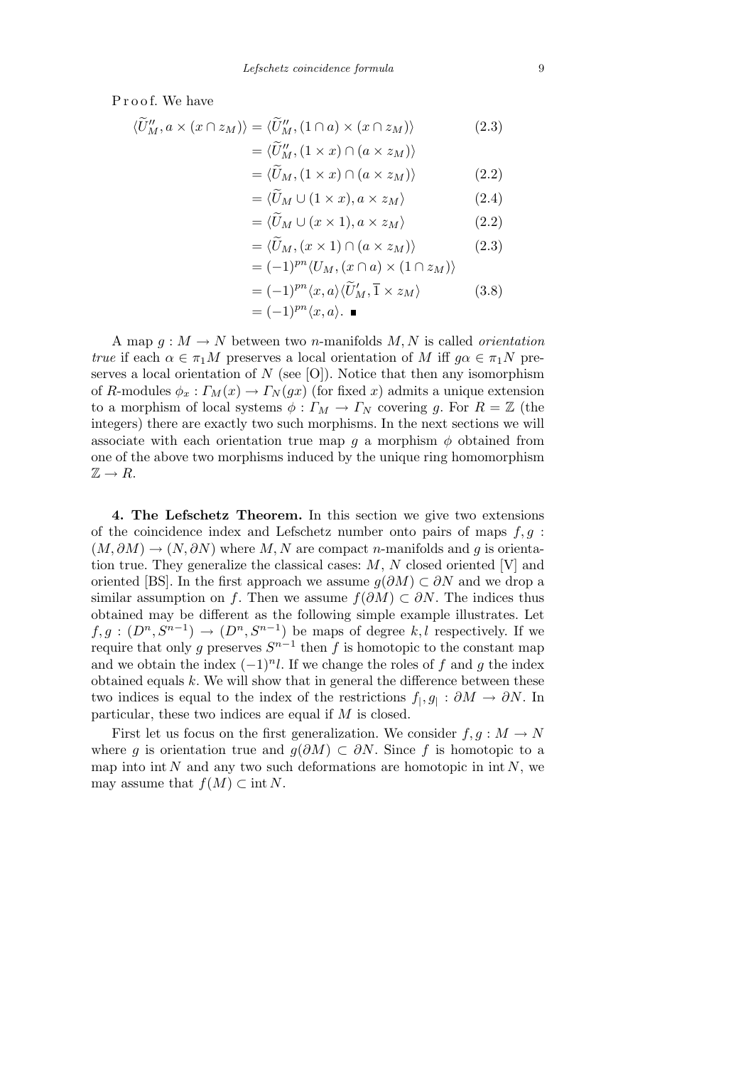Proof. We have

$$
\begin{aligned}
\langle \widetilde{U}''_M, a \times (x \cap z_M)\rangle &= \langle \widetilde{U}''_M, (1 \cap a) \times (x \cap z_M)\rangle && (2.3)\\
&= \langle \widetilde{U}''_M, (1 \times x) \cap (a \times z_M)\rangle\\
&= \langle \widetilde{U}_M, (1 \times x) \cap (a \times z_M)\rangle && (2.2)\\
&= \langle \widetilde{U}_M \cup (1 \times x), a \times z_M\rangle && (2.4)\\
&= \langle \widetilde{U}_M \cup (x \times 1), a \times z_M\rangle && (2.2)\\
&= \langle \widetilde{U}_M, (x \times 1) \cap (a \times z_M)\rangle && (2.3)\\
&= (-1)^{pn}\langle U_M, (x \cap a) \times (1 \cap z_M)\rangle\\
&= (-1)^{pn}\langle x, a\rangle \langle \widetilde{U}'_M, \overline{1} \times z_M\rangle && (3.8)\\
&= (-1)^{pn}\langle x, a\rangle. \ \blacksquare
\end{aligned}
$$

A map $g : M \to N$ between two $n$-manifolds $M, N$ is called *orientation true* if each $\alpha \in \pi_1 M$ preserves a local orientation of $M$ iff $g\alpha \in \pi_1 N$ preserves a local orientation of $N$ (see [O]). Notice that then any isomorphism of $R$-modules $\phi_x : \Gamma_M(x) \to \Gamma_N(gx)$ (for fixed $x$) admits a unique extension to a morphism of local systems $\phi : \Gamma_M \to \Gamma_N$ covering $g$. For $R = \mathbb{Z}$ (the integers) there are exactly two such morphisms. In the next sections we will associate with each orientation true map $g$ a morphism $\phi$ obtained from one of the above two morphisms induced by the unique ring homomorphism $\mathbb{Z} \to R$.

**4. The Lefschetz Theorem.** In this section we give two extensions of the coincidence index and Lefschetz number onto pairs of maps $f, g : (M, \partial M) \to (N, \partial N)$ where $M, N$ are compact $n$-manifolds and $g$ is orientation true. They generalize the classical cases: $M$, $N$ closed oriented [V] and oriented [BS]. In the first approach we assume $g(\partial M) \subset \partial N$ and we drop a similar assumption on $f$. Then we assume $f(\partial M) \subset \partial N$. The indices thus obtained may be different as the following simple example illustrates. Let $f, g : (D^n, S^{n-1}) \to (D^n, S^{n-1})$ be maps of degree $k, l$ respectively. If we require that only $g$ preserves $S^{n-1}$ then $f$ is homotopic to the constant map and we obtain the index $(-1)^n l$. If we change the roles of $f$ and $g$ the index obtained equals $k$. We will show that in general the difference between these two indices is equal to the index of the restrictions $f_|, g_| : \partial M \to \partial N$. In particular, these two indices are equal if $M$ is closed.

First let us focus on the first generalization. We consider $f, g : M \to N$ where $g$ is orientation true and $g(\partial M) \subset \partial N$. Since $f$ is homotopic to a map into $\operatorname{int} N$ and any two such deformations are homotopic in $\operatorname{int} N$, we may assume that $f(M) \subset \operatorname{int} N$.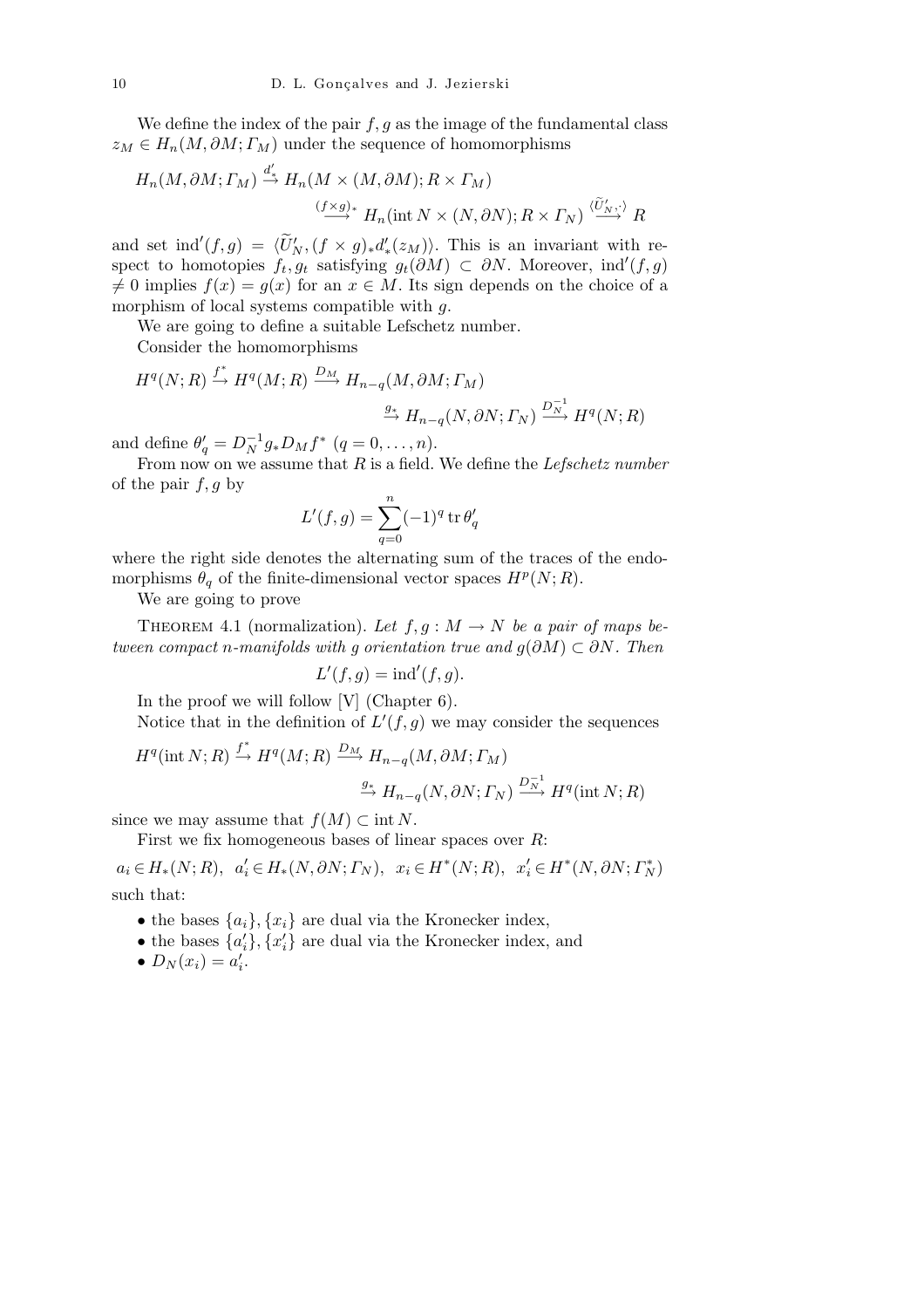We define the index of the pair $f, g$ as the image of the fundamental class $z_M \in H_n(M, \partial M; \varGamma_M)$ under the sequence of homomorphisms

$$H_n(M, \partial M; \varGamma_M) \xrightarrow{d'_*} H_n(M \times (M, \partial M); R \times \varGamma_M)$$
$$\xrightarrow{(f\times g)_*} H_n(\operatorname{int} N \times (N, \partial N); R \times \varGamma_N) \xrightarrow{\langle \widetilde{U}'_N, \cdot\rangle} R$$

and set $\operatorname{ind}'(f,g) = \langle \widetilde{U}'_N, (f \times g)_* d'_*(z_M)\rangle$. This is an invariant with respect to homotopies $f_t, g_t$ satisfying $g_t(\partial M) \subset \partial N$. Moreover, $\operatorname{ind}'(f,g) \neq 0$ implies $f(x) = g(x)$ for an $x \in M$. Its sign depends on the choice of a morphism of local systems compatible with $g$.

We are going to define a suitable Lefschetz number.

Consider the homomorphisms

$$H^q(N; R) \xrightarrow{f^*} H^q(M; R) \xrightarrow{D_M} H_{n-q}(M, \partial M; \varGamma_M)$$
$$\xrightarrow{g_*} H_{n-q}(N, \partial N; \varGamma_N) \xrightarrow{D_N^{-1}} H^q(N; R)$$

and define $\theta'_q = D_N^{-1} g_* D_M f^*$ $(q = 0, \ldots, n)$.

From now on we assume that $R$ is a field. We define the *Lefschetz number* of the pair $f, g$ by

$$L'(f,g) = \sum_{q=0}^{n} (-1)^q \operatorname{tr} \theta'_q$$

where the right side denotes the alternating sum of the traces of the endomorphisms $\theta_q$ of the finite-dimensional vector spaces $H^p(N; R)$.

We are going to prove

Theorem 4.1 (normalization). *Let $f, g : M \to N$ be a pair of maps between compact $n$-manifolds with $g$ orientation true and $g(\partial M) \subset \partial N$. Then*

$$L'(f,g) = \operatorname{ind}'(f,g).$$

In the proof we will follow [V] (Chapter 6).

Notice that in the definition of $L'(f,g)$ we may consider the sequences

$$H^q(\operatorname{int} N; R) \xrightarrow{f^*} H^q(M; R) \xrightarrow{D_M} H_{n-q}(M, \partial M; \varGamma_M)$$
$$\xrightarrow{g_*} H_{n-q}(N, \partial N; \varGamma_N) \xrightarrow{D_N^{-1}} H^q(\operatorname{int} N; R)$$

since we may assume that $f(M) \subset \operatorname{int} N$.

First we fix homogeneous bases of linear spaces over $R$:

$$a_i \in H_*(N; R),\ \ a'_i \in H_*(N, \partial N; \varGamma_N),\ \ x_i \in H^*(N; R),\ \ x'_i \in H^*(N, \partial N; \varGamma^*_N)$$

such that:

- the bases $\{a_i\}, \{x_i\}$ are dual via the Kronecker index,
- the bases $\{a'_i\}, \{x'_i\}$ are dual via the Kronecker index, and
- $D_N(x_i) = a'_i$.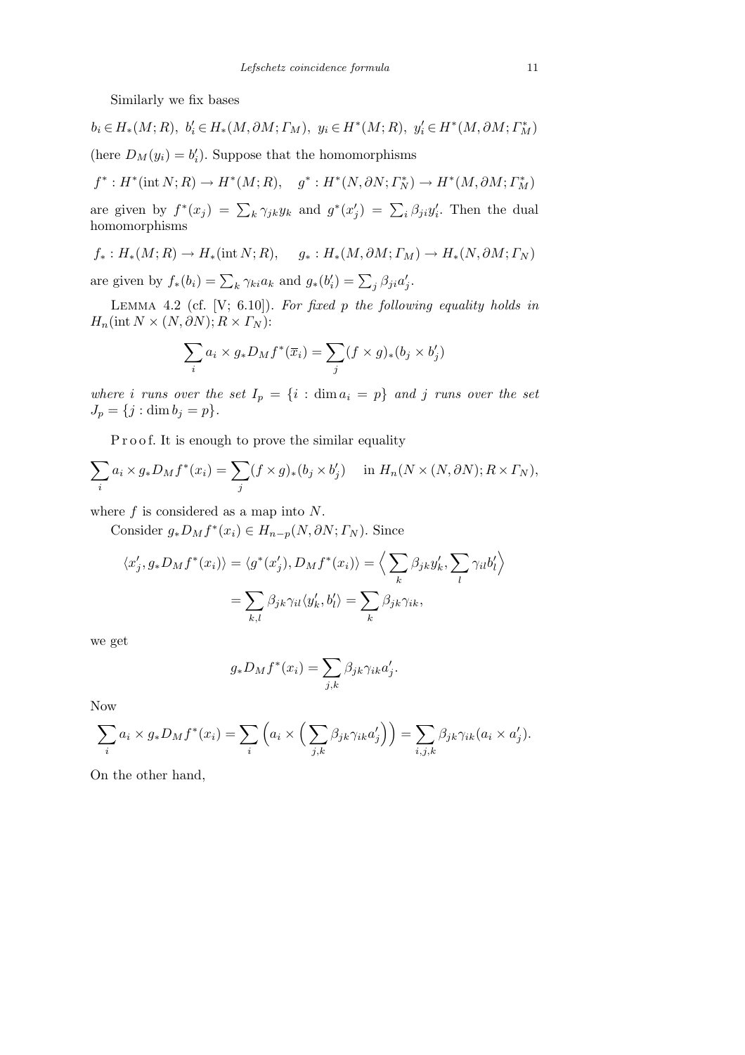Similarly we fix bases

$b_i \in H_*(M;R),\ b'_i \in H_*(M,\partial M;\Gamma_M),\ y_i \in H^*(M;R),\ y'_i \in H^*(M,\partial M;\Gamma^*_M)$

(here $D_M(y_i) = b'_i$). Suppose that the homomorphisms

$$f^* : H^*(\operatorname{int} N;R) \to H^*(M;R), \quad g^* : H^*(N,\partial N;\Gamma^*_N) \to H^*(M,\partial M;\Gamma^*_M)$$

are given by $f^*(x_j) = \sum_k \gamma_{jk} y_k$ and $g^*(x'_j) = \sum_i \beta_{ji} y'_i$. Then the dual homomorphisms

$$f_* : H_*(M;R) \to H_*(\operatorname{int} N;R), \quad g_* : H_*(M,\partial M;\Gamma_M) \to H_*(N,\partial M;\Gamma_N)$$

are given by $f_*(b_i) = \sum_k \gamma_{ki} a_k$ and $g_*(b'_i) = \sum_j \beta_{ji} a'_j$.

Lemma 4.2 (cf. [V; 6.10]). *For fixed $p$ the following equality holds in $H_n(\operatorname{int} N \times (N,\partial N); R \times \Gamma_N)$:*

$$\sum_i a_i \times g_* D_M f^*(\overline{x}_i) = \sum_j (f \times g)_*(b_j \times b'_j)$$

*where $i$ runs over the set $I_p = \{i : \dim a_i = p\}$ and $j$ runs over the set $J_p = \{j : \dim b_j = p\}$.*

Proof. It is enough to prove the similar equality

$$\sum_i a_i \times g_* D_M f^*(x_i) = \sum_j (f \times g)_*(b_j \times b'_j) \quad \text{in } H_n(N \times (N,\partial N); R \times \Gamma_N),$$

where $f$ is considered as a map into $N$.

Consider $g_* D_M f^*(x_i) \in H_{n-p}(N,\partial N;\Gamma_N)$. Since

$$\langle x'_j, g_* D_M f^*(x_i)\rangle = \langle g^*(x'_j), D_M f^*(x_i)\rangle = \Big\langle \sum_k \beta_{jk} y'_k, \sum_l \gamma_{il} b'_l \Big\rangle$$
$$= \sum_{k,l} \beta_{jk}\gamma_{il}\langle y'_k, b'_l\rangle = \sum_k \beta_{jk}\gamma_{ik},$$

we get

$$g_* D_M f^*(x_i) = \sum_{j,k} \beta_{jk}\gamma_{ik} a'_j.$$

Now

$$\sum_i a_i \times g_* D_M f^*(x_i) = \sum_i \Big(a_i \times \Big(\sum_{j,k} \beta_{jk}\gamma_{ik} a'_j\Big)\Big) = \sum_{i,j,k} \beta_{jk}\gamma_{ik}(a_i \times a'_j).$$

On the other hand,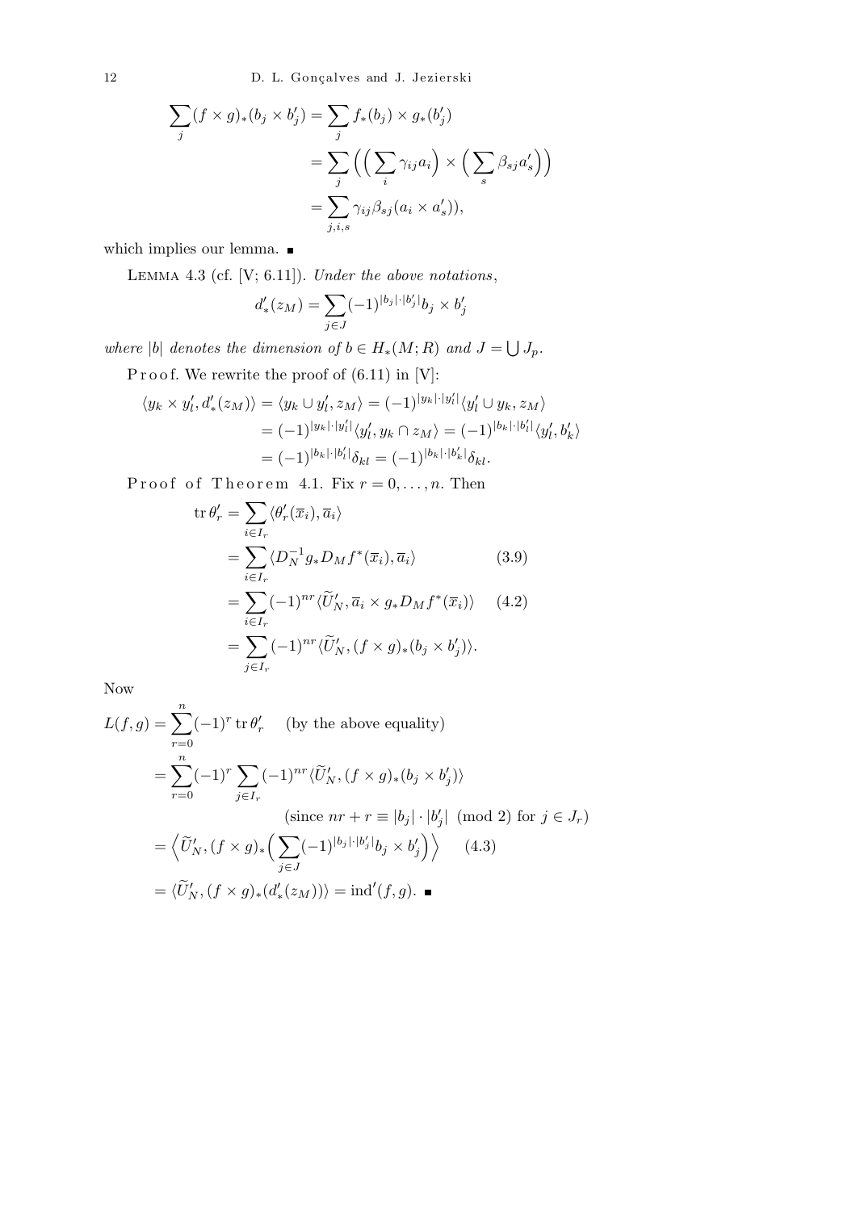$$
\begin{aligned}
\sum_j (f\times g)_*(b_j \times b'_j) &= \sum_j f_*(b_j)\times g_*(b'_j)\\
&= \sum_j \Big(\Big(\sum_i \gamma_{ij} a_i\Big)\times \Big(\sum_s \beta_{sj} a'_s\Big)\Big)\\
&= \sum_{j,i,s} \gamma_{ij}\beta_{sj}(a_i \times a'_s)),
\end{aligned}
$$

which implies our lemma. ■

Lemma 4.3 (cf. [V; 6.11]). *Under the above notations*,

$$
d'_*(z_M) = \sum_{j\in J} (-1)^{|b_j|\cdot|b'_j|} b_j \times b'_j
$$

*where* $|b|$ *denotes the dimension of* $b \in H_*(M;R)$ *and* $J = \bigcup J_p$.

Proof. We rewrite the proof of (6.11) in [V]:

$$
\begin{aligned}
\langle y_k \times y'_l, d'_*(z_M)\rangle &= \langle y_k \cup y'_l, z_M\rangle = (-1)^{|y_k|\cdot|y'_l|}\langle y'_l \cup y_k, z_M\rangle\\
&= (-1)^{|y_k|\cdot|y'_l|}\langle y'_l, y_k \cap z_M\rangle = (-1)^{|b_k|\cdot|b'_l|}\langle y'_l, b'_k\rangle\\
&= (-1)^{|b_k|\cdot|b'_l|}\delta_{kl} = (-1)^{|b_k|\cdot|b'_k|}\delta_{kl}.
\end{aligned}
$$

Proof of Theorem 4.1. Fix $r = 0,\dots,n$. Then

$$
\begin{aligned}
\operatorname{tr}\theta'_r &= \sum_{i\in I_r} \langle \theta'_r(\overline{x}_i), \overline{a}_i\rangle\\
&= \sum_{i\in I_r} \langle D_N^{-1} g_* D_M f^*(\overline{x}_i), \overline{a}_i\rangle \qquad (3.9)\\
&= \sum_{i\in I_r} (-1)^{nr}\langle \widetilde{U}'_N, \overline{a}_i \times g_* D_M f^*(\overline{x}_i)\rangle \qquad (4.2)\\
&= \sum_{j\in I_r} (-1)^{nr}\langle \widetilde{U}'_N, (f\times g)_*(b_j \times b'_j)\rangle.
\end{aligned}
$$

Now

$$
\begin{aligned}
L(f,g) &= \sum_{r=0}^{n} (-1)^r \operatorname{tr}\theta'_r \qquad \text{(by the above equality)}\\
&= \sum_{r=0}^{n} (-1)^r \sum_{j\in I_r} (-1)^{nr}\langle \widetilde{U}'_N, (f\times g)_*(b_j\times b'_j)\rangle\\
&\qquad\qquad (\text{since } nr + r \equiv |b_j|\cdot|b'_j| \pmod 2 \text{ for } j\in J_r)\\
&= \Big\langle \widetilde{U}'_N, (f\times g)_*\Big(\sum_{j\in J}(-1)^{|b_j|\cdot|b'_j|} b_j \times b'_j\Big)\Big\rangle \qquad (4.3)\\
&= \langle \widetilde{U}'_N, (f\times g)_*(d'_*(z_M))\rangle = \operatorname{ind}'(f,g). \ ■
\end{aligned}
$$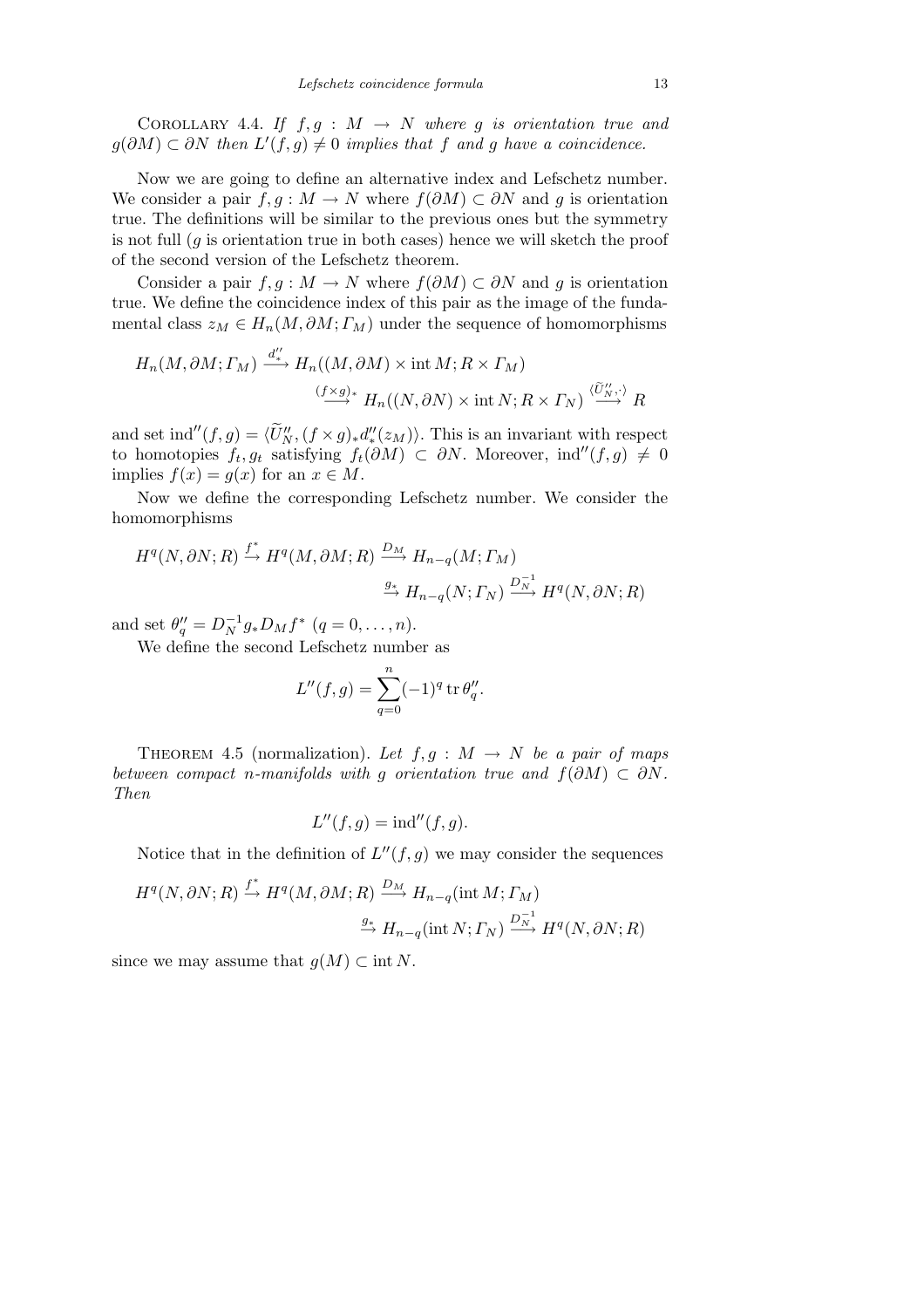COROLLARY 4.4. *If $f, g : M \to N$ where $g$ is orientation true and $g(\partial M) \subset \partial N$ then $L'(f,g) \neq 0$ implies that $f$ and $g$ have a coincidence.*

Now we are going to define an alternative index and Lefschetz number. We consider a pair $f, g : M \to N$ where $f(\partial M) \subset \partial N$ and $g$ is orientation true. The definitions will be similar to the previous ones but the symmetry is not full ($g$ is orientation true in both cases) hence we will sketch the proof of the second version of the Lefschetz theorem.

Consider a pair $f, g : M \to N$ where $f(\partial M) \subset \partial N$ and $g$ is orientation true. We define the coincidence index of this pair as the image of the fundamental class $z_M \in H_n(M, \partial M; \Gamma_M)$ under the sequence of homomorphisms

$$H_n(M, \partial M; \Gamma_M) \xrightarrow{d''_*} H_n((M, \partial M) \times \operatorname{int} M; R \times \Gamma_M)$$
$$\xrightarrow{(f\times g)_*} H_n((N, \partial N) \times \operatorname{int} N; R \times \Gamma_N) \xrightarrow{\langle \widetilde{U}''_N, \cdot \rangle} R$$

and set $\operatorname{ind}''(f,g) = \langle \widetilde{U}''_N, (f \times g)_* d''_*(z_M)\rangle$. This is an invariant with respect to homotopies $f_t, g_t$ satisfying $f_t(\partial M) \subset \partial N$. Moreover, $\operatorname{ind}''(f,g) \neq 0$ implies $f(x) = g(x)$ for an $x \in M$.

Now we define the corresponding Lefschetz number. We consider the homomorphisms

$$H^q(N, \partial N; R) \xrightarrow{f^*} H^q(M, \partial M; R) \xrightarrow{D_M} H_{n-q}(M; \Gamma_M)$$
$$\xrightarrow{g_*} H_{n-q}(N; \Gamma_N) \xrightarrow{D_N^{-1}} H^q(N, \partial N; R)$$

and set $\theta''_q = D_N^{-1} g_* D_M f^*$ ($q = 0, \ldots, n$).

We define the second Lefschetz number as

$$L''(f,g) = \sum_{q=0}^{n} (-1)^q \operatorname{tr} \theta''_q.$$

THEOREM 4.5 (normalization). *Let $f, g : M \to N$ be a pair of maps between compact $n$-manifolds with $g$ orientation true and $f(\partial M) \subset \partial N$. Then*

$$L''(f,g) = \operatorname{ind}''(f,g).$$

Notice that in the definition of $L''(f,g)$ we may consider the sequences

$$H^q(N, \partial N; R) \xrightarrow{f^*} H^q(M, \partial M; R) \xrightarrow{D_M} H_{n-q}(\operatorname{int} M; \Gamma_M)$$
$$\xrightarrow{g_*} H_{n-q}(\operatorname{int} N; \Gamma_N) \xrightarrow{D_N^{-1}} H^q(N, \partial N; R)$$

since we may assume that $g(M) \subset \operatorname{int} N$.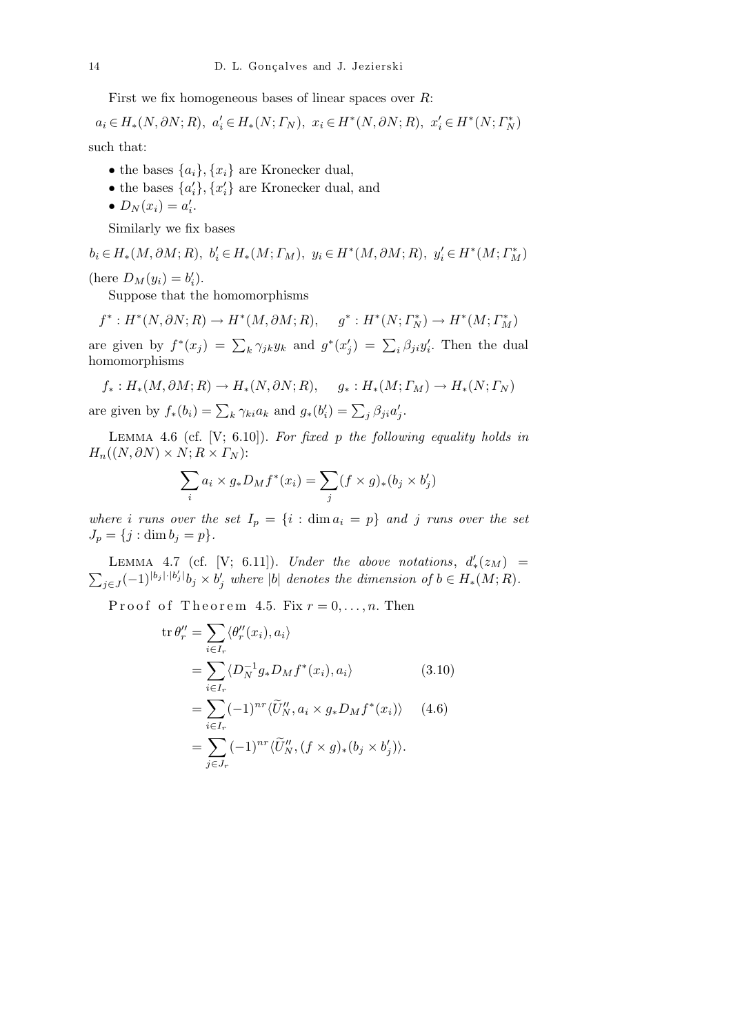First we fix homogeneous bases of linear spaces over $R$:

$$a_i \in H_*(N, \partial N; R),\ a'_i \in H_*(N; \Gamma_N),\ x_i \in H^*(N, \partial N; R),\ x'_i \in H^*(N; \Gamma_N^*)$$

such that:

- the bases $\{a_i\}, \{x_i\}$ are Kronecker dual,
- the bases $\{a'_i\}, \{x'_i\}$ are Kronecker dual, and
- $D_N(x_i) = a'_i$.

Similarly we fix bases

$$b_i \in H_*(M, \partial M; R),\ b'_i \in H_*(M; \Gamma_M),\ y_i \in H^*(M, \partial M; R),\ y'_i \in H^*(M; \Gamma_M^*)$$

(here $D_M(y_i) = b'_i$).

Suppose that the homomorphisms

$$f^* : H^*(N, \partial N; R) \to H^*(M, \partial M; R), \qquad g^* : H^*(N; \Gamma_N^*) \to H^*(M; \Gamma_M^*)$$

are given by $f^*(x_j) = \sum_k \gamma_{jk} y_k$ and $g^*(x'_j) = \sum_i \beta_{ji} y'_i$. Then the dual homomorphisms

$$f_* : H_*(M, \partial M; R) \to H_*(N, \partial N; R), \qquad g_* : H_*(M; \Gamma_M) \to H_*(N; \Gamma_N)$$

are given by $f_*(b_i) = \sum_k \gamma_{ki} a_k$ and $g_*(b'_i) = \sum_j \beta_{ji} a'_j$.

Lemma 4.6 (cf. [V; 6.10]). *For fixed $p$ the following equality holds in $H_n((N, \partial N) \times N; R \times \Gamma_N)$:*

$$\sum_i a_i \times g_* D_M f^*(x_i) = \sum_j (f \times g)_*(b_j \times b'_j)$$

*where $i$ runs over the set $I_p = \{i : \dim a_i = p\}$ and $j$ runs over the set $J_p = \{j : \dim b_j = p\}$.*

Lemma 4.7 (cf. [V; 6.11]). *Under the above notations, $d'_*(z_M) = \sum_{j \in J} (-1)^{|b_j| \cdot |b'_j|} b_j \times b'_j$ where $|b|$ denotes the dimension of $b \in H_*(M; R)$.*

Proof of Theorem 4.5. Fix $r = 0, \ldots, n$. Then

$$\begin{aligned}
\operatorname{tr} \theta''_r &= \sum_{i \in I_r} \langle \theta''_r(x_i), a_i \rangle \\
&= \sum_{i \in I_r} \langle D_N^{-1} g_* D_M f^*(x_i), a_i \rangle && (3.10) \\
&= \sum_{i \in I_r} (-1)^{nr} \langle \widetilde{U}''_N, a_i \times g_* D_M f^*(x_i) \rangle && (4.6) \\
&= \sum_{j \in J_r} (-1)^{nr} \langle \widetilde{U}''_N, (f \times g)_*(b_j \times b'_j) \rangle.
\end{aligned}$$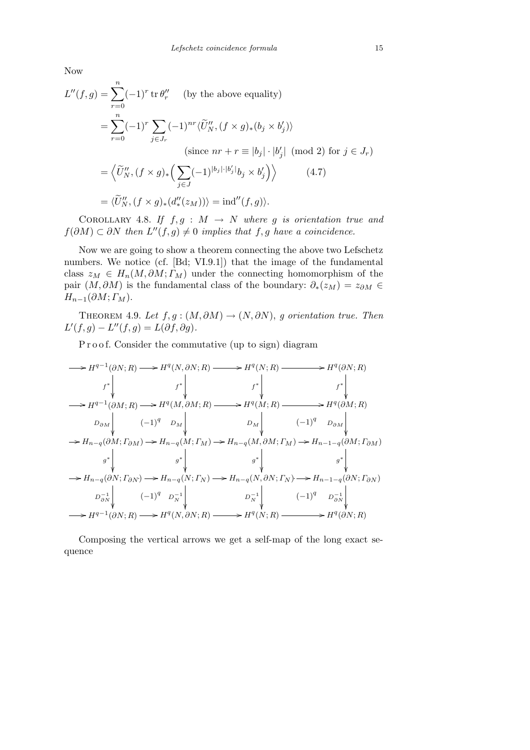Now

$$
\begin{aligned}
L''(f,g) &= \sum_{r=0}^{n}(-1)^r \operatorname{tr}\theta''_r \qquad \text{(by the above equality)}\\
&= \sum_{r=0}^{n}(-1)^r \sum_{j\in J_r}(-1)^{nr}\langle \widetilde{U}''_N, (f\times g)_*(b_j\times b'_j)\rangle\\
&\qquad\qquad\qquad\qquad (\text{since } nr+r\equiv |b_j|\cdot|b'_j| \pmod 2 \text{ for } j\in J_r)\\
&= \Big\langle \widetilde{U}''_N, (f\times g)_*\Big(\sum_{j\in J}(-1)^{|b_j|\cdot|b'_j|} b_j\times b'_j\Big)\Big\rangle \qquad (4.7)\\
&= \langle \widetilde{U}''_N, (f\times g)_*(d''_*(z_M))\rangle = \operatorname{ind}''(f,g)\rangle.
\end{aligned}
$$

Corollary 4.8. *If $f,g : M\to N$ where $g$ is orientation true and $f(\partial M)\subset \partial N$ then $L''(f,g)\neq 0$ implies that $f,g$ have a coincidence.*

Now we are going to show a theorem connecting the above two Lefschetz numbers. We notice (cf. [Bd; VI.9.1]) that the image of the fundamental class $z_M\in H_n(M,\partial M;\Gamma_M)$ under the connecting homomorphism of the pair $(M,\partial M)$ is the fundamental class of the boundary: $\partial_*(z_M) = z_{\partial M}\in H_{n-1}(\partial M;\Gamma_M)$.

Theorem 4.9. *Let $f,g : (M,\partial M)\to (N,\partial N)$, $g$ orientation true. Then $L'(f,g) - L''(f,g) = L(\partial f,\partial g)$.*

Proof. Consider the commutative (up to sign) diagram

$$
\begin{array}{ccccccccc}
\to & H^{q-1}(\partial N;R) & \to & H^q(N,\partial N;R) & \to & H^q(N;R) & \to & H^q(\partial N;R)\\
& \downarrow f^* & & \downarrow f^* & & \downarrow f^* & & \downarrow f^*\\
\to & H^{q-1}(\partial M;R) & \to & H^q(M,\partial M;R) & \to & H^q(M;R) & \to & H^q(\partial M;R)\\
& \downarrow D_{\partial M} & (-1)^q & \downarrow D_M & & \downarrow D_M & (-1)^q & \downarrow D_{\partial M}\\
\to & H_{n-q}(\partial M;\Gamma_{\partial M}) & \to & H_{n-q}(M;\Gamma_M) & \to & H_{n-q}(M,\partial M;\Gamma_M) & \to & H_{n-1-q}(\partial M;\Gamma_{\partial M})\\
& \downarrow g^* & & \downarrow g^* & & \downarrow g^* & & \downarrow g^*\\
\to & H_{n-q}(\partial N;\Gamma_{\partial N}) & \to & H_{n-q}(N;\Gamma_N) & \to & H_{n-q}(N,\partial N;\Gamma_N) & \to & H_{n-1-q}(\partial N;\Gamma_{\partial N})\\
& \downarrow D^{-1}_{\partial N} & (-1)^q & \downarrow D^{-1}_N & & \downarrow D^{-1}_N & (-1)^q & \downarrow D^{-1}_{\partial N}\\
\to & H^{q-1}(\partial N;R) & \to & H^q(N,\partial N;R) & \to & H^q(N;R) & \to & H^q(\partial N;R)
\end{array}
$$

Composing the vertical arrows we get a self-map of the long exact sequence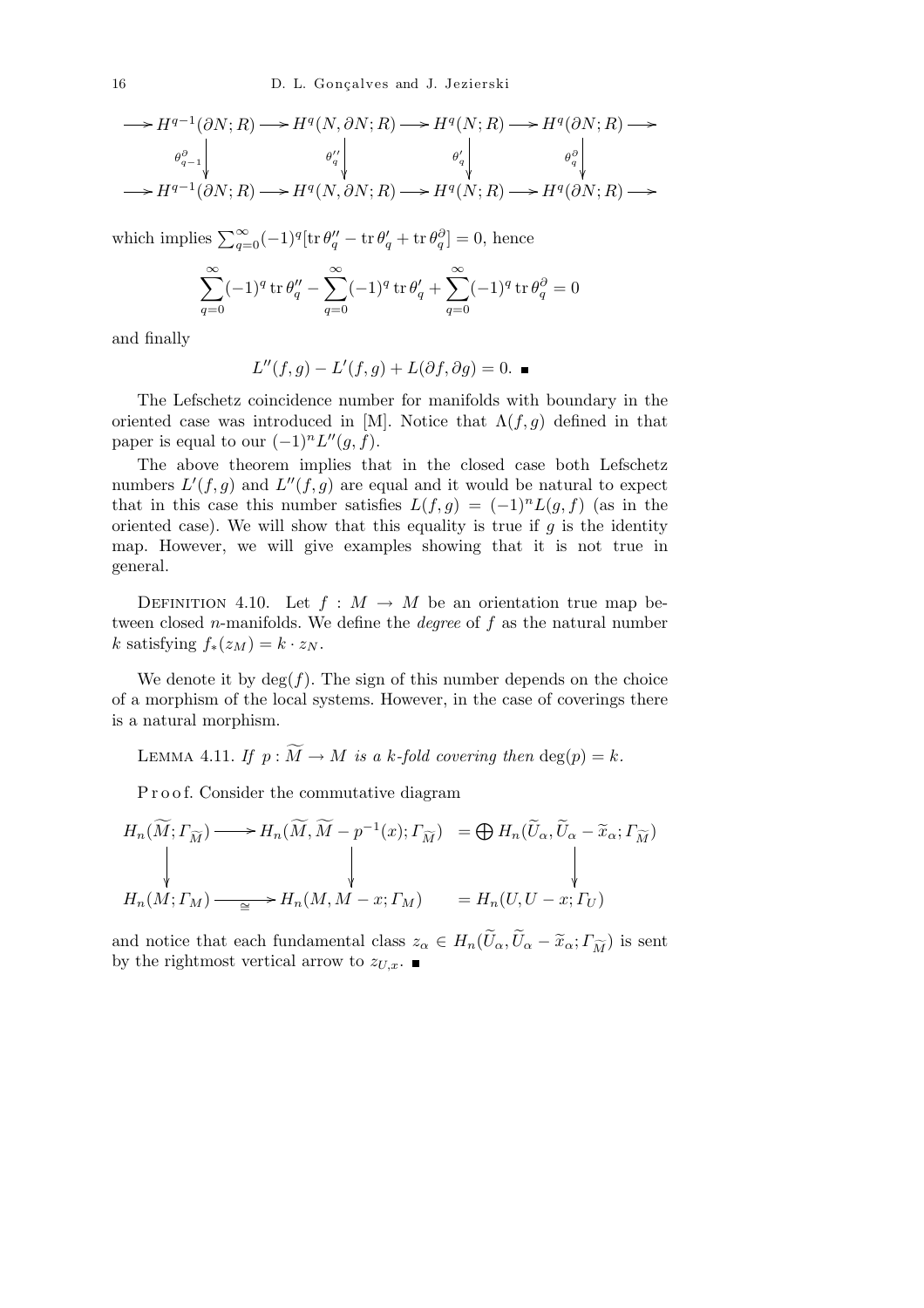$$
\begin{array}{ccccccccc}
\longrightarrow H^{q-1}(\partial N;R) & \longrightarrow & H^q(N,\partial N;R) & \longrightarrow & H^q(N;R) & \longrightarrow & H^q(\partial N;R) & \longrightarrow \\
\Big\downarrow{\scriptstyle \theta^\partial_{q-1}} & & \Big\downarrow{\scriptstyle \theta''_q} & & \Big\downarrow{\scriptstyle \theta'_q} & & \Big\downarrow{\scriptstyle \theta^\partial_q} & \\
\longrightarrow H^{q-1}(\partial N;R) & \longrightarrow & H^q(N,\partial N;R) & \longrightarrow & H^q(N;R) & \longrightarrow & H^q(\partial N;R) & \longrightarrow
\end{array}
$$

which implies $\sum_{q=0}^{\infty}(-1)^q[\operatorname{tr}\theta''_q - \operatorname{tr}\theta'_q + \operatorname{tr}\theta^\partial_q] = 0$, hence

$$
\sum_{q=0}^{\infty}(-1)^q \operatorname{tr}\theta''_q - \sum_{q=0}^{\infty}(-1)^q \operatorname{tr}\theta'_q + \sum_{q=0}^{\infty}(-1)^q \operatorname{tr}\theta^\partial_q = 0
$$

and finally

$$
L''(f,g) - L'(f,g) + L(\partial f, \partial g) = 0. \ \blacksquare
$$

The Lefschetz coincidence number for manifolds with boundary in the oriented case was introduced in [M]. Notice that $\Lambda(f,g)$ defined in that paper is equal to our $(-1)^n L''(g,f)$.

The above theorem implies that in the closed case both Lefschetz numbers $L'(f,g)$ and $L''(f,g)$ are equal and it would be natural to expect that in this case this number satisfies $L(f,g) = (-1)^n L(g,f)$ (as in the oriented case). We will show that this equality is true if $g$ is the identity map. However, we will give examples showing that it is not true in general.

Definition 4.10. Let $f : M \to M$ be an orientation true map between closed $n$-manifolds. We define the *degree* of $f$ as the natural number $k$ satisfying $f_*(z_M) = k \cdot z_N$.

We denote it by $\deg(f)$. The sign of this number depends on the choice of a morphism of the local systems. However, in the case of coverings there is a natural morphism.

Lemma 4.11. *If $p : \widetilde{M} \to M$ is a $k$-fold covering then $\deg(p) = k$.*

Proof. Consider the commutative diagram

$$
\begin{array}{ccccc}
H_n(\widetilde{M};\Gamma_{\widetilde{M}}) & \longrightarrow & H_n(\widetilde{M},\widetilde{M}-p^{-1}(x);\Gamma_{\widetilde{M}}) & = & \bigoplus H_n(\widetilde{U}_\alpha,\widetilde{U}_\alpha - \widetilde{x}_\alpha;\Gamma_{\widetilde{M}}) \\
\Big\downarrow & & \Big\downarrow & & \Big\downarrow \\
H_n(M;\Gamma_M) & \xrightarrow{\ \cong\ } & H_n(M,M-x;\Gamma_M) & = & H_n(U,U-x;\Gamma_U)
\end{array}
$$

and notice that each fundamental class $z_\alpha \in H_n(\widetilde{U}_\alpha,\widetilde{U}_\alpha - \widetilde{x}_\alpha;\Gamma_{\widetilde{M}})$ is sent by the rightmost vertical arrow to $z_{U,x}$. $\blacksquare$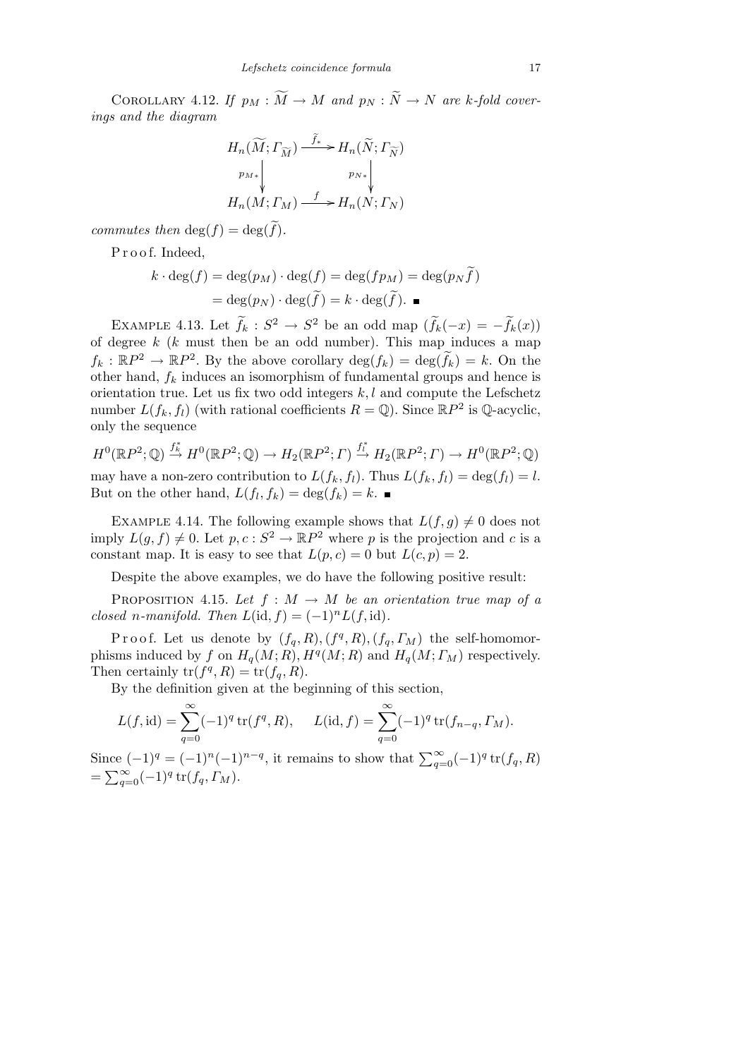COROLLARY 4.12. *If $p_M : \widetilde{M} \to M$ and $p_N : \widetilde{N} \to N$ are $k$-fold coverings and the diagram*

$$\begin{array}{ccc} H_n(\widetilde{M}; \Gamma_{\widetilde{M}}) & \xrightarrow{\widetilde{f}_*} & H_n(\widetilde{N}; \Gamma_{\widetilde{N}}) \\ \downarrow p_{M*} & & \downarrow p_{N*} \\ H_n(M; \Gamma_M) & \xrightarrow{f} & H_n(N; \Gamma_N) \end{array}$$

*commutes then* $\deg(f) = \deg(\widetilde{f})$.

Proof. Indeed,

$$\begin{aligned} k \cdot \deg(f) &= \deg(p_M) \cdot \deg(f) = \deg(f p_M) = \deg(p_N \widetilde{f}) \\ &= \deg(p_N) \cdot \deg(\widetilde{f}) = k \cdot \deg(\widetilde{f}). \ \blacksquare \end{aligned}$$

EXAMPLE 4.13. Let $\widetilde{f}_k : S^2 \to S^2$ be an odd map ($\widetilde{f}_k(-x) = -\widetilde{f}_k(x)$) of degree $k$ ($k$ must then be an odd number). This map induces a map $f_k : \mathbb{R}P^2 \to \mathbb{R}P^2$. By the above corollary $\deg(f_k) = \deg(\widetilde{f}_k) = k$. On the other hand, $f_k$ induces an isomorphism of fundamental groups and hence is orientation true. Let us fix two odd integers $k, l$ and compute the Lefschetz number $L(f_k, f_l)$ (with rational coefficients $R = \mathbb{Q}$). Since $\mathbb{R}P^2$ is $\mathbb{Q}$-acyclic, only the sequence

$$H^0(\mathbb{R}P^2; \mathbb{Q}) \xrightarrow{f_k^*} H^0(\mathbb{R}P^2; \mathbb{Q}) \to H_2(\mathbb{R}P^2; \Gamma) \xrightarrow{f_l^*} H_2(\mathbb{R}P^2; \Gamma) \to H^0(\mathbb{R}P^2; \mathbb{Q})$$

may have a non-zero contribution to $L(f_k, f_l)$. Thus $L(f_k, f_l) = \deg(f_l) = l$. But on the other hand, $L(f_l, f_k) = \deg(f_k) = k$. $\blacksquare$

EXAMPLE 4.14. The following example shows that $L(f, g) \neq 0$ does not imply $L(g, f) \neq 0$. Let $p, c : S^2 \to \mathbb{R}P^2$ where $p$ is the projection and $c$ is a constant map. It is easy to see that $L(p, c) = 0$ but $L(c, p) = 2$.

Despite the above examples, we do have the following positive result:

PROPOSITION 4.15. *Let $f : M \to M$ be an orientation true map of a closed $n$-manifold. Then* $L(\mathrm{id}, f) = (-1)^n L(f, \mathrm{id})$.

Proof. Let us denote by $(f_q, R), (f^q, R), (f_q, \Gamma_M)$ the self-homomorphisms induced by $f$ on $H_q(M; R), H^q(M; R)$ and $H_q(M; \Gamma_M)$ respectively. Then certainly $\mathrm{tr}(f^q, R) = \mathrm{tr}(f_q, R)$.

By the definition given at the beginning of this section,

$$L(f, \mathrm{id}) = \sum_{q=0}^{\infty} (-1)^q \,\mathrm{tr}(f^q, R), \qquad L(\mathrm{id}, f) = \sum_{q=0}^{\infty} (-1)^q \,\mathrm{tr}(f_{n-q}, \Gamma_M).$$

Since $(-1)^q = (-1)^n (-1)^{n-q}$, it remains to show that $\sum_{q=0}^{\infty} (-1)^q \,\mathrm{tr}(f_q, R) = \sum_{q=0}^{\infty} (-1)^q \,\mathrm{tr}(f_q, \Gamma_M)$.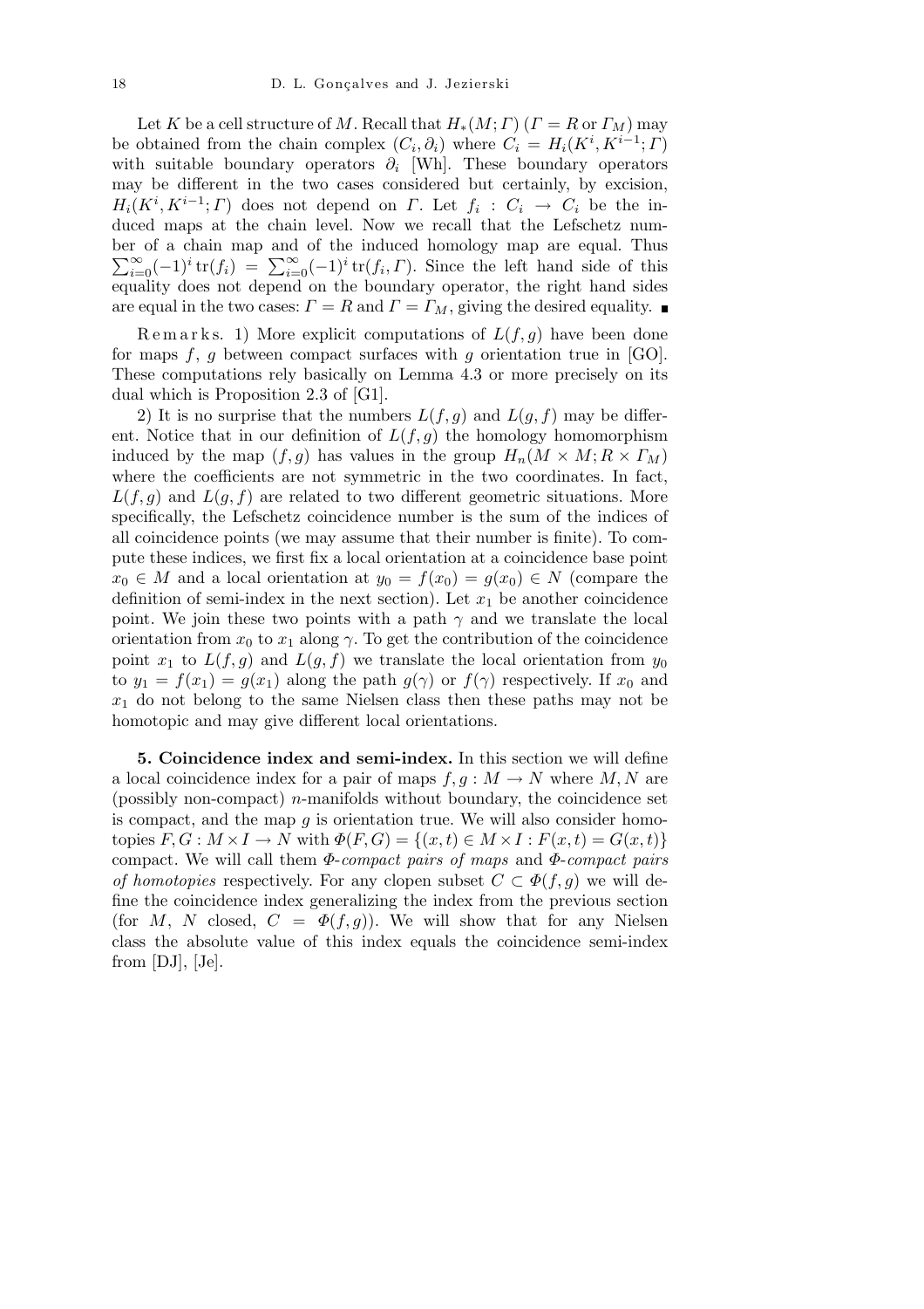Let $K$ be a cell structure of $M$. Recall that $H_*(M;\Gamma)$ ($\Gamma = R$ or $\Gamma_M$) may be obtained from the chain complex $(C_i, \partial_i)$ where $C_i = H_i(K^i, K^{i-1};\Gamma)$ with suitable boundary operators $\partial_i$ [Wh]. These boundary operators may be different in the two cases considered but certainly, by excision, $H_i(K^i, K^{i-1};\Gamma)$ does not depend on $\Gamma$. Let $f_i : C_i \to C_i$ be the induced maps at the chain level. Now we recall that the Lefschetz number of a chain map and of the induced homology map are equal. Thus $\sum_{i=0}^{\infty}(-1)^i \operatorname{tr}(f_i) = \sum_{i=0}^{\infty}(-1)^i \operatorname{tr}(f_i,\Gamma)$. Since the left hand side of this equality does not depend on the boundary operator, the right hand sides are equal in the two cases: $\Gamma = R$ and $\Gamma = \Gamma_M$, giving the desired equality. ∎

Remarks. 1) More explicit computations of $L(f,g)$ have been done for maps $f$, $g$ between compact surfaces with $g$ orientation true in [GO]. These computations rely basically on Lemma 4.3 or more precisely on its dual which is Proposition 2.3 of [G1].

2) It is no surprise that the numbers $L(f,g)$ and $L(g,f)$ may be different. Notice that in our definition of $L(f,g)$ the homology homomorphism induced by the map $(f,g)$ has values in the group $H_n(M \times M; R \times \Gamma_M)$ where the coefficients are not symmetric in the two coordinates. In fact, $L(f,g)$ and $L(g,f)$ are related to two different geometric situations. More specifically, the Lefschetz coincidence number is the sum of the indices of all coincidence points (we may assume that their number is finite). To compute these indices, we first fix a local orientation at a coincidence base point $x_0 \in M$ and a local orientation at $y_0 = f(x_0) = g(x_0) \in N$ (compare the definition of semi-index in the next section). Let $x_1$ be another coincidence point. We join these two points with a path $\gamma$ and we translate the local orientation from $x_0$ to $x_1$ along $\gamma$. To get the contribution of the coincidence point $x_1$ to $L(f,g)$ and $L(g,f)$ we translate the local orientation from $y_0$ to $y_1 = f(x_1) = g(x_1)$ along the path $g(\gamma)$ or $f(\gamma)$ respectively. If $x_0$ and $x_1$ do not belong to the same Nielsen class then these paths may not be homotopic and may give different local orientations.

**5. Coincidence index and semi-index.** In this section we will define a local coincidence index for a pair of maps $f,g : M \to N$ where $M,N$ are (possibly non-compact) $n$-manifolds without boundary, the coincidence set is compact, and the map $g$ is orientation true. We will also consider homotopies $F,G : M \times I \to N$ with $\Phi(F,G) = \{(x,t) \in M \times I : F(x,t) = G(x,t)\}$ compact. We will call them *$\Phi$-compact pairs of maps* and *$\Phi$-compact pairs of homotopies* respectively. For any clopen subset $C \subset \Phi(f,g)$ we will define the coincidence index generalizing the index from the previous section (for $M$, $N$ closed, $C = \Phi(f,g)$). We will show that for any Nielsen class the absolute value of this index equals the coincidence semi-index from [DJ], [Je].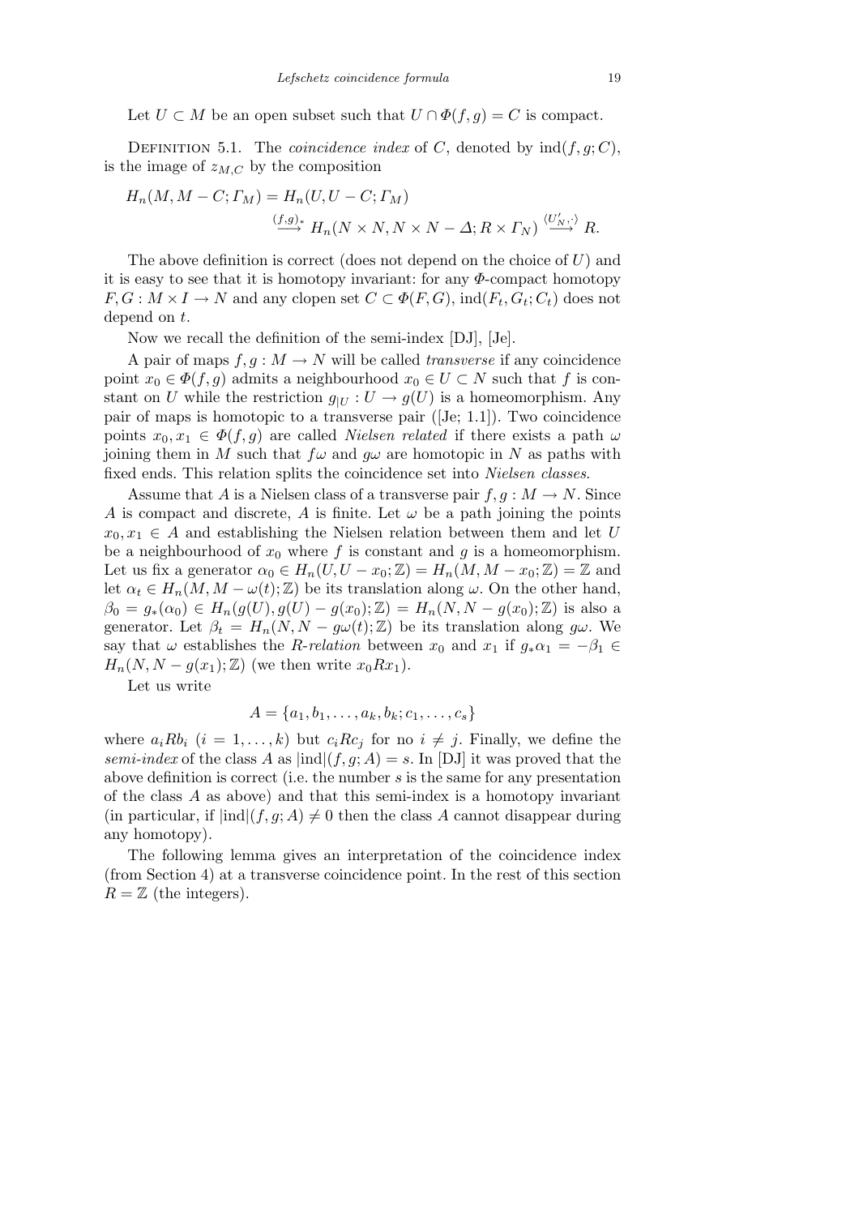Let $U \subset M$ be an open subset such that $U \cap \Phi(f,g) = C$ is compact.

Definition 5.1. The *coincidence index* of $C$, denoted by $\operatorname{ind}(f,g;C)$, is the image of $z_{M,C}$ by the composition

$$H_n(M, M-C; \Gamma_M) = H_n(U, U-C; \Gamma_M)$$
$$\xrightarrow{(f,g)_*} H_n(N \times N, N \times N - \Delta; R \times \Gamma_N) \xrightarrow{\langle U'_N, \cdot \rangle} R.$$

The above definition is correct (does not depend on the choice of $U$) and it is easy to see that it is homotopy invariant: for any $\Phi$-compact homotopy $F, G : M \times I \to N$ and any clopen set $C \subset \Phi(F,G)$, $\operatorname{ind}(F_t, G_t; C_t)$ does not depend on $t$.

Now we recall the definition of the semi-index [DJ], [Je].

A pair of maps $f, g : M \to N$ will be called *transverse* if any coincidence point $x_0 \in \Phi(f,g)$ admits a neighbourhood $x_0 \in U \subset N$ such that $f$ is constant on $U$ while the restriction $g_{|U} : U \to g(U)$ is a homeomorphism. Any pair of maps is homotopic to a transverse pair ([Je; 1.1]). Two coincidence points $x_0, x_1 \in \Phi(f,g)$ are called *Nielsen related* if there exists a path $\omega$ joining them in $M$ such that $f\omega$ and $g\omega$ are homotopic in $N$ as paths with fixed ends. This relation splits the coincidence set into *Nielsen classes*.

Assume that $A$ is a Nielsen class of a transverse pair $f, g : M \to N$. Since $A$ is compact and discrete, $A$ is finite. Let $\omega$ be a path joining the points $x_0, x_1 \in A$ and establishing the Nielsen relation between them and let $U$ be a neighbourhood of $x_0$ where $f$ is constant and $g$ is a homeomorphism. Let us fix a generator $\alpha_0 \in H_n(U, U - x_0; \mathbb{Z}) = H_n(M, M - x_0; \mathbb{Z}) = \mathbb{Z}$ and let $\alpha_t \in H_n(M, M - \omega(t); \mathbb{Z})$ be its translation along $\omega$. On the other hand, $\beta_0 = g_*(\alpha_0) \in H_n(g(U), g(U) - g(x_0); \mathbb{Z}) = H_n(N, N - g(x_0); \mathbb{Z})$ is also a generator. Let $\beta_t = H_n(N, N - g\omega(t); \mathbb{Z})$ be its translation along $g\omega$. We say that $\omega$ establishes the *R-relation* between $x_0$ and $x_1$ if $g_*\alpha_1 = -\beta_1 \in H_n(N, N - g(x_1); \mathbb{Z})$ (we then write $x_0 R x_1$).

Let us write

$$A = \{a_1, b_1, \ldots, a_k, b_k; c_1, \ldots, c_s\}$$

where $a_i R b_i$ $(i = 1, \ldots, k)$ but $c_i R c_j$ for no $i \neq j$. Finally, we define the *semi-index* of the class $A$ as $|\operatorname{ind}|(f,g;A) = s$. In [DJ] it was proved that the above definition is correct (i.e. the number $s$ is the same for any presentation of the class $A$ as above) and that this semi-index is a homotopy invariant (in particular, if $|\operatorname{ind}|(f,g;A) \neq 0$ then the class $A$ cannot disappear during any homotopy).

The following lemma gives an interpretation of the coincidence index (from Section 4) at a transverse coincidence point. In the rest of this section $R = \mathbb{Z}$ (the integers).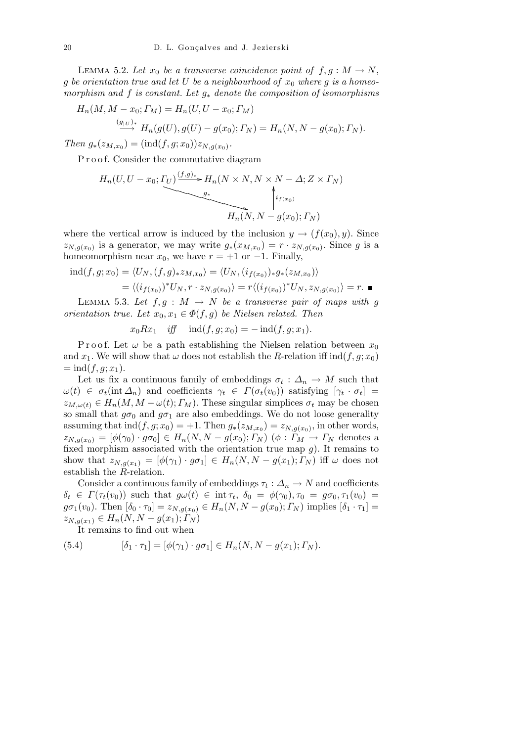**Lemma 5.2.** *Let $x_0$ be a transverse coincidence point of $f, g : M \to N$, $g$ be orientation true and let $U$ be a neighbourhood of $x_0$ where $g$ is a homeomorphism and $f$ is constant. Let $g_*$ denote the composition of isomorphisms*

$$H_n(M, M - x_0; \Gamma_M) = H_n(U, U - x_0; \Gamma_M)$$
$$\xrightarrow{(g_{|U})_*} H_n(g(U), g(U) - g(x_0); \Gamma_N) = H_n(N, N - g(x_0); \Gamma_N).$$

*Then $g_*(z_{M,x_0}) = (\mathrm{ind}(f, g; x_0)) z_{N,g(x_0)}$.*

P r o o f. Consider the commutative diagram

$$\begin{array}{ccc}
H_n(U, U - x_0; \Gamma_U) & \xrightarrow{(f,g)_*} & H_n(N \times N, N \times N - \Delta; Z \times \Gamma_N) \\
& \searrow^{g_*} & \uparrow i_{f(x_0)} \\
& & H_n(N, N - g(x_0); \Gamma_N)
\end{array}$$

where the vertical arrow is induced by the inclusion $y \to (f(x_0), y)$. Since $z_{N,g(x_0)}$ is a generator, we may write $g_*(x_{M,x_0}) = r \cdot z_{N,g(x_0)}$. Since $g$ is a homeomorphism near $x_0$, we have $r = +1$ or $-1$. Finally,

$$\begin{aligned}
\mathrm{ind}(f, g; x_0) &= \langle U_N, (f, g)_* z_{M,x_0} \rangle = \langle U_N, (i_{f(x_0)})_* g_*(z_{M,x_0}) \rangle \\
&= \langle (i_{f(x_0)})^* U_N, r \cdot z_{N,g(x_0)} \rangle = r \langle (i_{f(x_0)})^* U_N, z_{N,g(x_0)} \rangle = r. \ \blacksquare
\end{aligned}$$

**Lemma 5.3.** *Let $f, g : M \to N$ be a transverse pair of maps with $g$ orientation true. Let $x_0, x_1 \in \Phi(f, g)$ be Nielsen related. Then*

$$x_0 R x_1 \quad \textit{iff} \quad \mathrm{ind}(f, g; x_0) = -\,\mathrm{ind}(f, g; x_1).$$

P r o o f. Let $\omega$ be a path establishing the Nielsen relation between $x_0$ and $x_1$. We will show that $\omega$ does not establish the $R$-relation iff $\mathrm{ind}(f, g; x_0) = \mathrm{ind}(f, g; x_1)$.

Let us fix a continuous family of embeddings $\sigma_t : \Delta_n \to M$ such that $\omega(t) \in \sigma_t(\mathrm{int}\, \Delta_n)$ and coefficients $\gamma_t \in \Gamma(\sigma_t(v_0))$ satisfying $[\gamma_t \cdot \sigma_t] = z_{M,\omega(t)} \in H_n(M, M - \omega(t); \Gamma_M)$. These singular simplices $\sigma_t$ may be chosen so small that $g\sigma_0$ and $g\sigma_1$ are also embeddings. We do not loose generality assuming that $\mathrm{ind}(f, g; x_0) = +1$. Then $g_*(z_{M,x_0}) = z_{N,g(x_0)}$, in other words, $z_{N,g(x_0)} = [\phi(\gamma_0) \cdot g\sigma_0] \in H_n(N, N - g(x_0); \Gamma_N)$ ($\phi : \Gamma_M \to \Gamma_N$ denotes a fixed morphism associated with the orientation true map $g$). It remains to show that $z_{N,g(x_1)} = [\phi(\gamma_1) \cdot g\sigma_1] \in H_n(N, N - g(x_1); \Gamma_N)$ iff $\omega$ does not establish the $R$-relation.

Consider a continuous family of embeddings $\tau_t : \Delta_n \to N$ and coefficients $\delta_t \in \Gamma(\tau_t(v_0))$ such that $g\omega(t) \in \mathrm{int}\, \tau_t$, $\delta_0 = \phi(\gamma_0), \tau_0 = g\sigma_0, \tau_1(v_0) = g\sigma_1(v_0)$. Then $[\delta_0 \cdot \tau_0] = z_{N,g(x_0)} \in H_n(N, N - g(x_0); \Gamma_N)$ implies $[\delta_1 \cdot \tau_1] = z_{N,g(x_1)} \in H_n(N, N - g(x_1); \Gamma_N)$

It remains to find out when

$$[\delta_1 \cdot \tau_1] = [\phi(\gamma_1) \cdot g\sigma_1] \in H_n(N, N - g(x_1); \Gamma_N). \tag{5.4}$$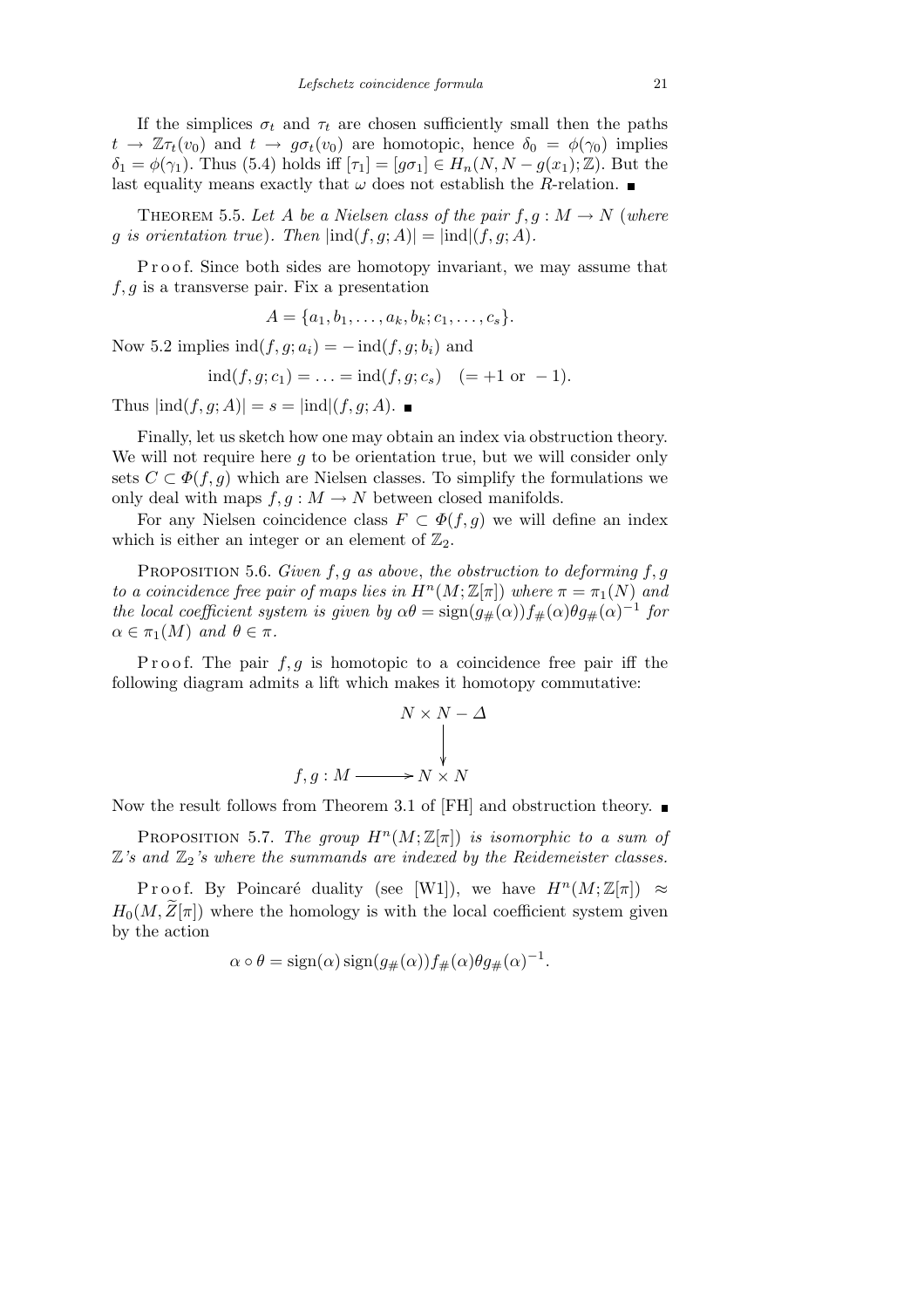If the simplices $\sigma_t$ and $\tau_t$ are chosen sufficiently small then the paths $t \to \mathbb{Z}\tau_t(v_0)$ and $t \to g\sigma_t(v_0)$ are homotopic, hence $\delta_0 = \phi(\gamma_0)$ implies $\delta_1 = \phi(\gamma_1)$. Thus (5.4) holds iff $[\tau_1] = [g\sigma_1] \in H_n(N, N - g(x_1); \mathbb{Z})$. But the last equality means exactly that $\omega$ does not establish the $R$-relation. ∎

Theorem 5.5. *Let $A$ be a Nielsen class of the pair $f, g : M \to N$ (where $g$ is orientation true). Then $|\mathrm{ind}(f, g; A)| = |\mathrm{ind}|(f, g; A)$.*

Proof. Since both sides are homotopy invariant, we may assume that $f, g$ is a transverse pair. Fix a presentation

$$A = \{a_1, b_1, \ldots, a_k, b_k; c_1, \ldots, c_s\}.$$

Now 5.2 implies $\mathrm{ind}(f, g; a_i) = -\mathrm{ind}(f, g; b_i)$ and

$$\mathrm{ind}(f, g; c_1) = \ldots = \mathrm{ind}(f, g; c_s) \quad (= +1 \text{ or } -1).$$

Thus $|\mathrm{ind}(f, g; A)| = s = |\mathrm{ind}|(f, g; A)$. ∎

Finally, let us sketch how one may obtain an index via obstruction theory. We will not require here $g$ to be orientation true, but we will consider only sets $C \subset \Phi(f, g)$ which are Nielsen classes. To simplify the formulations we only deal with maps $f, g : M \to N$ between closed manifolds.

For any Nielsen coincidence class $F \subset \Phi(f, g)$ we will define an index which is either an integer or an element of $\mathbb{Z}_2$.

Proposition 5.6. *Given $f, g$ as above, the obstruction to deforming $f, g$ to a coincidence free pair of maps lies in $H^n(M; \mathbb{Z}[\pi])$ where $\pi = \pi_1(N)$ and the local coefficient system is given by $\alpha\theta = \mathrm{sign}(g_\#(\alpha)) f_\#(\alpha)\theta g_\#(\alpha)^{-1}$ for $\alpha \in \pi_1(M)$ and $\theta \in \pi$.*

Proof. The pair $f, g$ is homotopic to a coincidence free pair iff the following diagram admits a lift which makes it homotopy commutative:

$$\begin{array}{ccc} & & N \times N - \Delta \\ & & \downarrow \\ f, g : M & \longrightarrow & N \times N \end{array}$$

Now the result follows from Theorem 3.1 of [FH] and obstruction theory. ∎

Proposition 5.7. *The group $H^n(M; \mathbb{Z}[\pi])$ is isomorphic to a sum of $\mathbb{Z}$'s and $\mathbb{Z}_2$'s where the summands are indexed by the Reidemeister classes.*

Proof. By Poincaré duality (see [W1]), we have $H^n(M; \mathbb{Z}[\pi]) \approx H_0(M, \widetilde{Z}[\pi])$ where the homology is with the local coefficient system given by the action

$$\alpha \circ \theta = \mathrm{sign}(\alpha)\,\mathrm{sign}(g_\#(\alpha)) f_\#(\alpha)\theta g_\#(\alpha)^{-1}.$$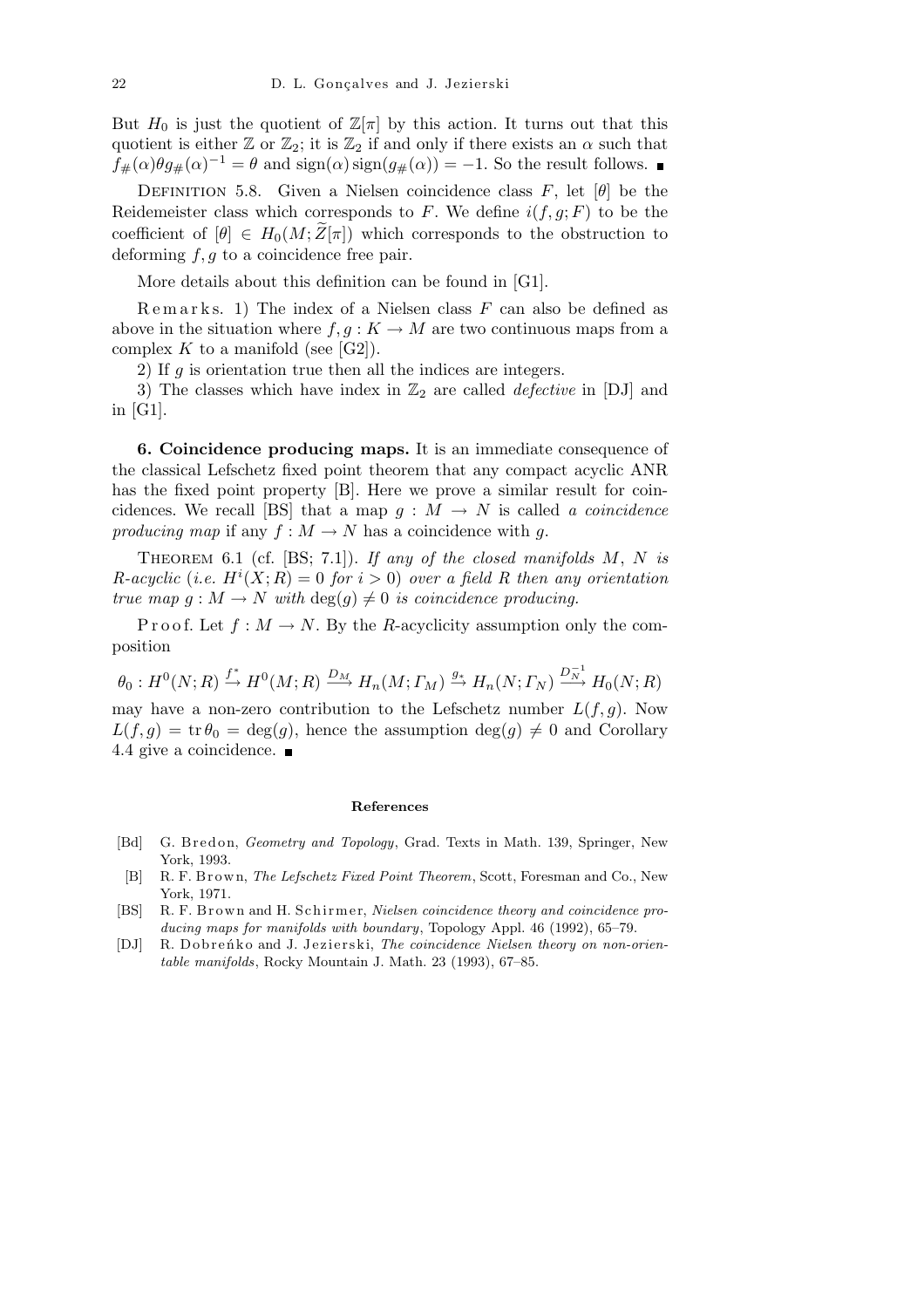But $H_0$ is just the quotient of $\mathbb{Z}[\pi]$ by this action. It turns out that this quotient is either $\mathbb{Z}$ or $\mathbb{Z}_2$; it is $\mathbb{Z}_2$ if and only if there exists an $\alpha$ such that $f_\#(\alpha)\theta g_\#(\alpha)^{-1} = \theta$ and $\operatorname{sign}(\alpha)\operatorname{sign}(g_\#(\alpha)) = -1$. So the result follows. ■

Definition 5.8. Given a Nielsen coincidence class $F$, let $[\theta]$ be the Reidemeister class which corresponds to $F$. We define $i(f,g;F)$ to be the coefficient of $[\theta] \in H_0(M;\widetilde{Z}[\pi])$ which corresponds to the obstruction to deforming $f,g$ to a coincidence free pair.

More details about this definition can be found in [G1].

Remarks. 1) The index of a Nielsen class $F$ can also be defined as above in the situation where $f,g : K \to M$ are two continuous maps from a complex $K$ to a manifold (see [G2]).

2) If $g$ is orientation true then all the indices are integers.

3) The classes which have index in $\mathbb{Z}_2$ are called *defective* in [DJ] and in [G1].

**6. Coincidence producing maps.** It is an immediate consequence of the classical Lefschetz fixed point theorem that any compact acyclic ANR has the fixed point property [B]. Here we prove a similar result for coincidences. We recall [BS] that a map $g : M \to N$ is called *a coincidence producing map* if any $f : M \to N$ has a coincidence with $g$.

Theorem 6.1 (cf. [BS; 7.1]). *If any of the closed manifolds $M$, $N$ is $R$-acyclic (i.e. $H^i(X;R) = 0$ for $i > 0$) over a field $R$ then any orientation true map $g : M \to N$ with $\deg(g) \neq 0$ is coincidence producing.*

Proof. Let $f : M \to N$. By the $R$-acyclicity assumption only the composition

$$\theta_0 : H^0(N;R) \xrightarrow{f^*} H^0(M;R) \xrightarrow{D_M} H_n(M;\Gamma_M) \xrightarrow{g_*} H_n(N;\Gamma_N) \xrightarrow{D_N^{-1}} H_0(N;R)$$

may have a non-zero contribution to the Lefschetz number $L(f,g)$. Now $L(f,g) = \operatorname{tr}\theta_0 = \deg(g)$, hence the assumption $\deg(g) \neq 0$ and Corollary 4.4 give a coincidence. ■

### References

[Bd] G. Bredon, *Geometry and Topology*, Grad. Texts in Math. 139, Springer, New York, 1993.

[B] R. F. Brown, *The Lefschetz Fixed Point Theorem*, Scott, Foresman and Co., New York, 1971.

[BS] R. F. Brown and H. Schirmer, *Nielsen coincidence theory and coincidence producing maps for manifolds with boundary*, Topology Appl. 46 (1992), 65–79.

[DJ] R. Dobreńko and J. Jezierski, *The coincidence Nielsen theory on non-orientable manifolds*, Rocky Mountain J. Math. 23 (1993), 67–85.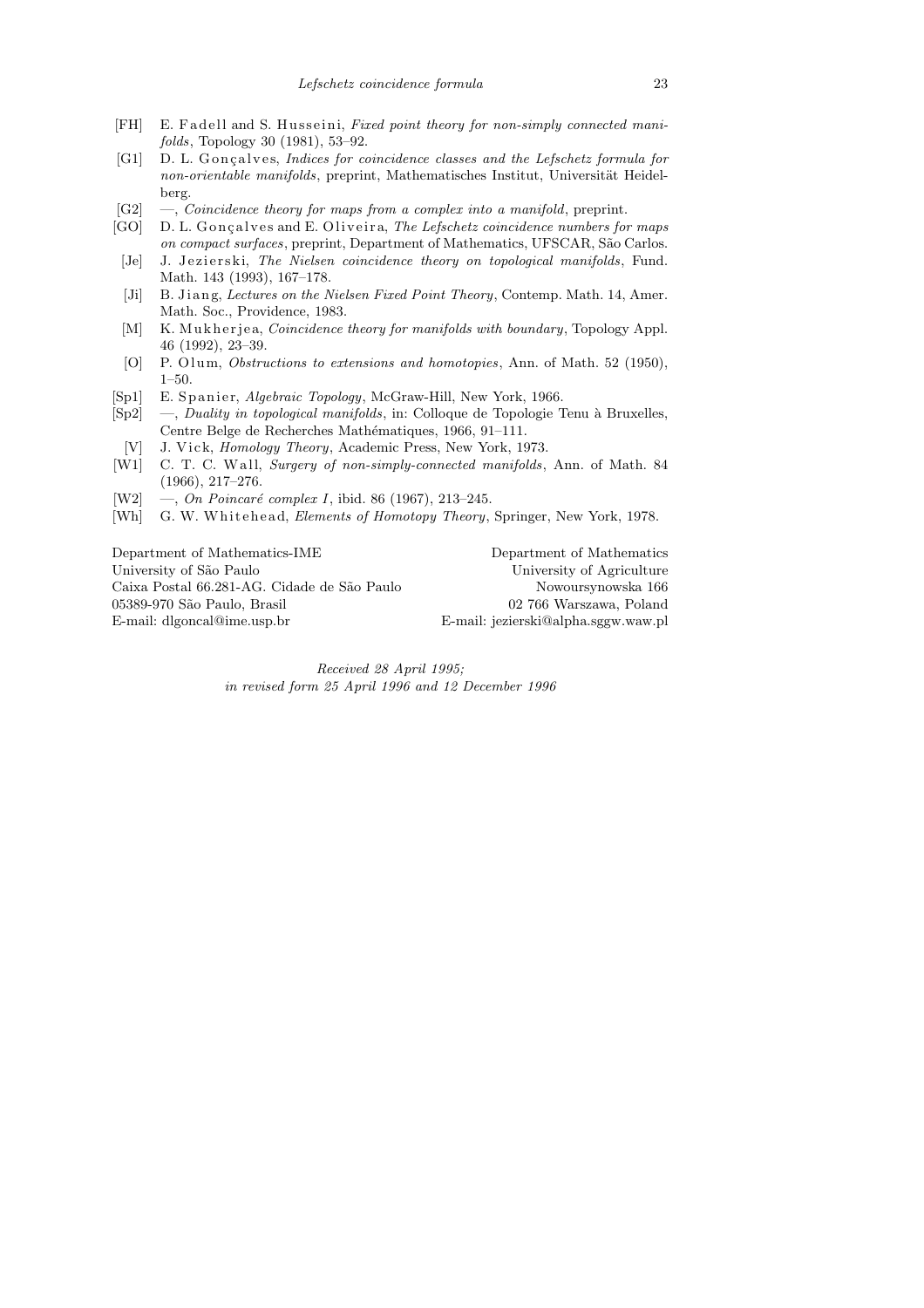[FH] E. Fadell and S. Husseini, *Fixed point theory for non-simply connected manifolds*, Topology 30 (1981), 53–92.

[G1] D. L. Gonçalves, *Indices for coincidence classes and the Lefschetz formula for non-orientable manifolds*, preprint, Mathematisches Institut, Universität Heidelberg.

[G2] —, *Coincidence theory for maps from a complex into a manifold*, preprint.

[GO] D. L. Gonçalves and E. Oliveira, *The Lefschetz coincidence numbers for maps on compact surfaces*, preprint, Department of Mathematics, UFSCAR, São Carlos.

[Je] J. Jezierski, *The Nielsen coincidence theory on topological manifolds*, Fund. Math. 143 (1993), 167–178.

[Ji] B. Jiang, *Lectures on the Nielsen Fixed Point Theory*, Contemp. Math. 14, Amer. Math. Soc., Providence, 1983.

[M] K. Mukherjea, *Coincidence theory for manifolds with boundary*, Topology Appl. 46 (1992), 23–39.

[O] P. Olum, *Obstructions to extensions and homotopies*, Ann. of Math. 52 (1950), 1–50.

[Sp1] E. Spanier, *Algebraic Topology*, McGraw-Hill, New York, 1966.

[Sp2] —, *Duality in topological manifolds*, in: Colloque de Topologie Tenu à Bruxelles, Centre Belge de Recherches Mathématiques, 1966, 91–111.

[V] J. Vick, *Homology Theory*, Academic Press, New York, 1973.

[W1] C. T. C. Wall, *Surgery of non-simply-connected manifolds*, Ann. of Math. 84 (1966), 217–276.

[W2] —, *On Poincaré complex I*, ibid. 86 (1967), 213–245.

[Wh] G. W. Whitehead, *Elements of Homotopy Theory*, Springer, New York, 1978.

Department of Mathematics-IME
University of São Paulo
Caixa Postal 66.281-AG. Cidade de São Paulo
05389-970 São Paulo, Brasil
E-mail: dlgoncal@ime.usp.br

Department of Mathematics
University of Agriculture
Nowoursynowska 166
02 766 Warszawa, Poland
E-mail: jezierski@alpha.sggw.waw.pl

*Received 28 April 1995;*
*in revised form 25 April 1996 and 12 December 1996*